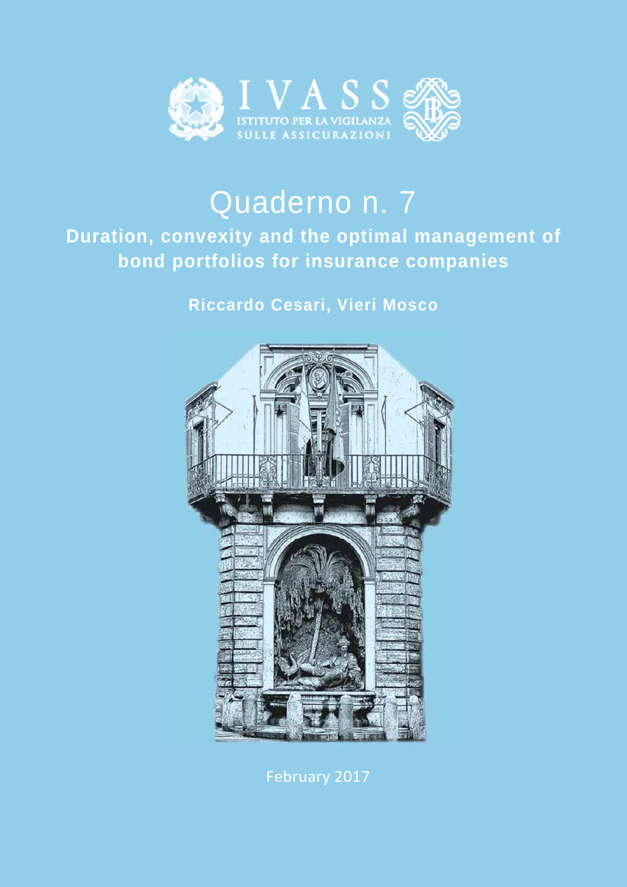IVASS

ISTITUTO PER LA VIGILANZA SULLE ASSICURAZIONI

# Quaderno n. 7

## Duration, convexity and the optimal management of bond portfolios for insurance companies

**Riccardo Cesari, Vieri Mosco**

February 2017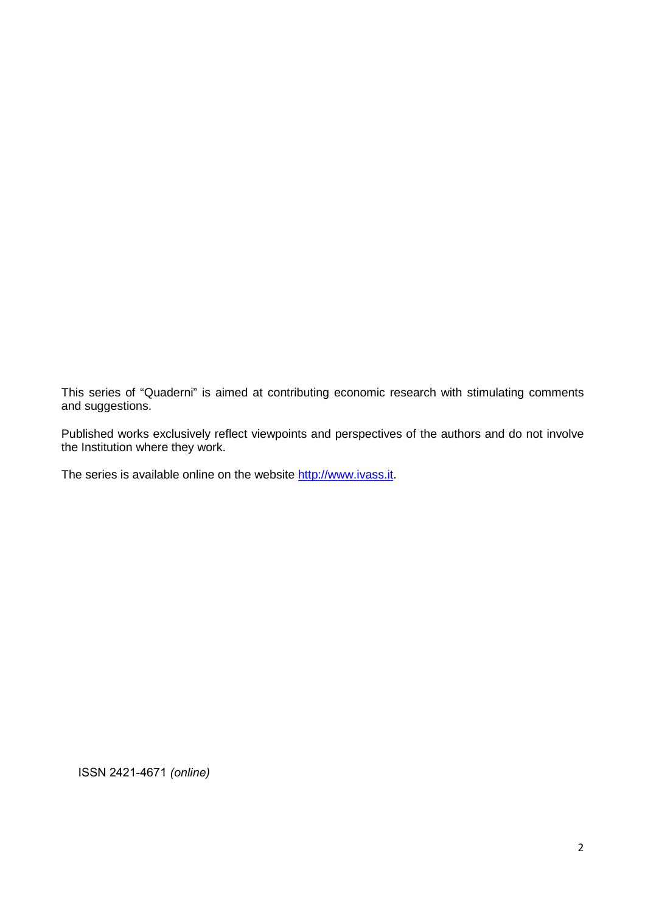This series of "Quaderni" is aimed at contributing economic research with stimulating comments and suggestions.

Published works exclusively reflect viewpoints and perspectives of the authors and do not involve the Institution where they work.

The series is available online on the website [http://www.ivass.it](http://www.ivass.it).

ISSN 2421-4671 *(online)*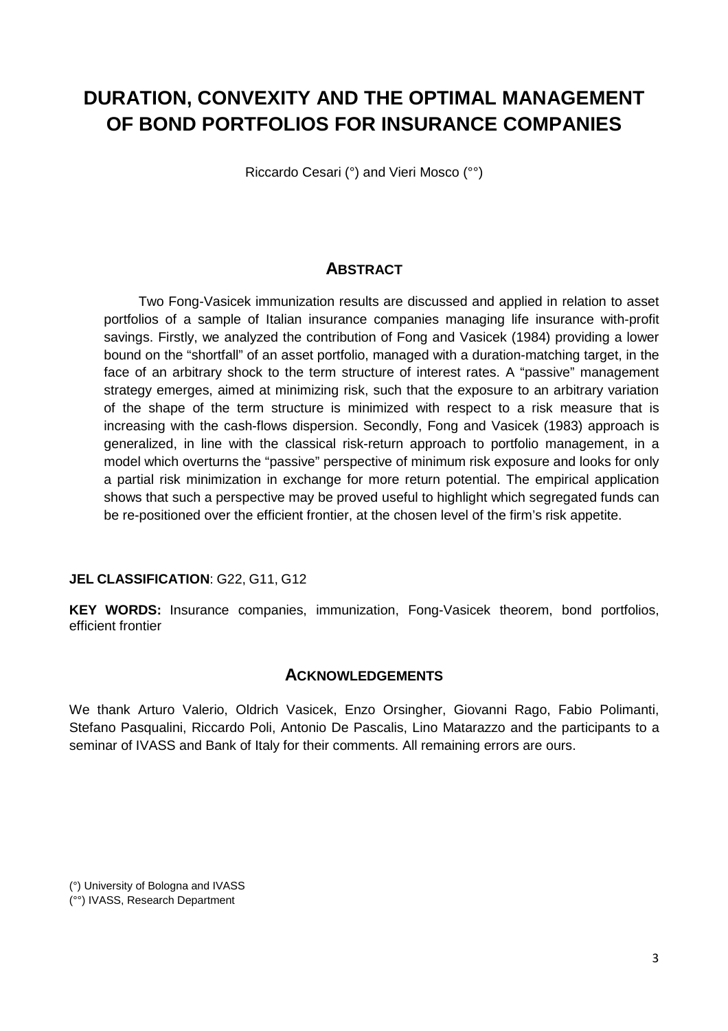# DURATION, CONVEXITY AND THE OPTIMAL MANAGEMENT OF BOND PORTFOLIOS FOR INSURANCE COMPANIES

Riccardo Cesari (°) and Vieri Mosco (°°)

## ABSTRACT

Two Fong-Vasicek immunization results are discussed and applied in relation to asset portfolios of a sample of Italian insurance companies managing life insurance with-profit savings. Firstly, we analyzed the contribution of Fong and Vasicek (1984) providing a lower bound on the "shortfall" of an asset portfolio, managed with a duration-matching target, in the face of an arbitrary shock to the term structure of interest rates. A "passive" management strategy emerges, aimed at minimizing risk, such that the exposure to an arbitrary variation of the shape of the term structure is minimized with respect to a risk measure that is increasing with the cash-flows dispersion. Secondly, Fong and Vasicek (1983) approach is generalized, in line with the classical risk-return approach to portfolio management, in a model which overturns the "passive" perspective of minimum risk exposure and looks for only a partial risk minimization in exchange for more return potential. The empirical application shows that such a perspective may be proved useful to highlight which segregated funds can be re-positioned over the efficient frontier, at the chosen level of the firm's risk appetite.

**JEL CLASSIFICATION**: G22, G11, G12

**KEY WORDS:** Insurance companies, immunization, Fong-Vasicek theorem, bond portfolios, efficient frontier

## ACKNOWLEDGEMENTS

We thank Arturo Valerio, Oldrich Vasicek, Enzo Orsingher, Giovanni Rago, Fabio Polimanti, Stefano Pasqualini, Riccardo Poli, Antonio De Pascalis, Lino Matarazzo and the participants to a seminar of IVASS and Bank of Italy for their comments. All remaining errors are ours.

(°) University of Bologna and IVASS
(°°) IVASS, Research Department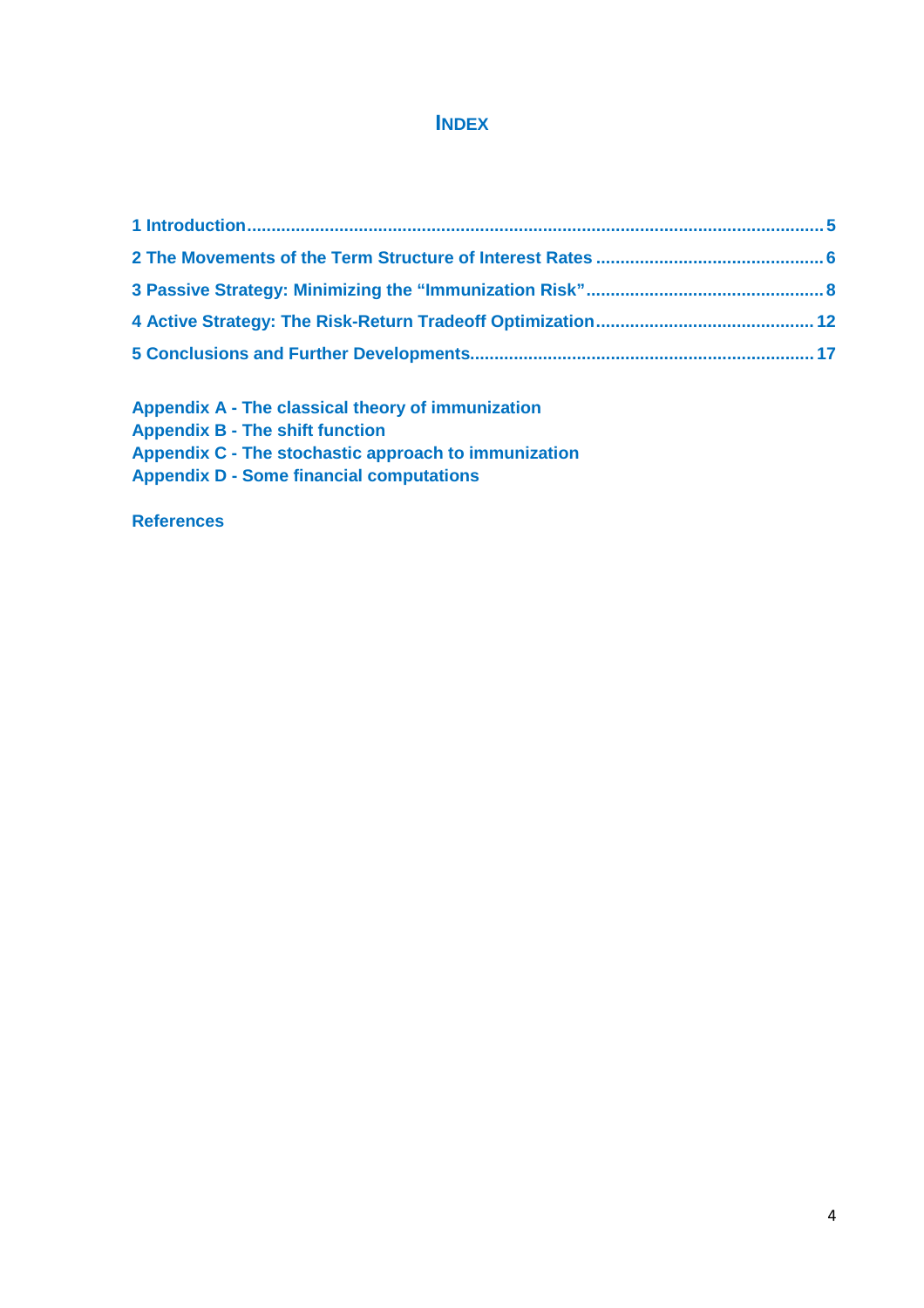# INDEX

1 Introduction ..................................................... 5

2 The Movements of the Term Structure of Interest Rates ..................................................... 6

3 Passive Strategy: Minimizing the "Immunization Risk" ..................................................... 8

4 Active Strategy: The Risk-Return Tradeoff Optimization ..................................................... 12

5 Conclusions and Further Developments ..................................................... 17

Appendix A - The classical theory of immunization

Appendix B - The shift function

Appendix C - The stochastic approach to immunization

Appendix D - Some financial computations

References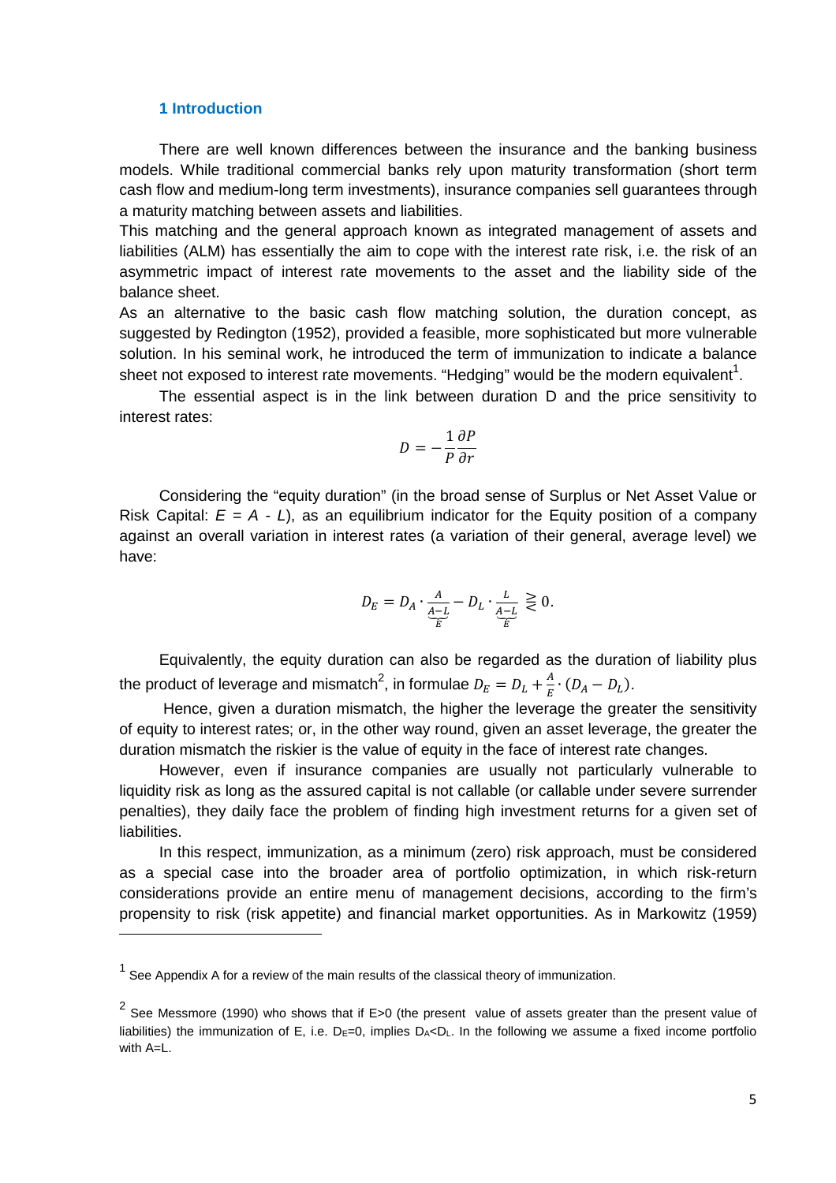## 1 Introduction

There are well known differences between the insurance and the banking business models. While traditional commercial banks rely upon maturity transformation (short term cash flow and medium-long term investments), insurance companies sell guarantees through a maturity matching between assets and liabilities.

This matching and the general approach known as integrated management of assets and liabilities (ALM) has essentially the aim to cope with the interest rate risk, i.e. the risk of an asymmetric impact of interest rate movements to the asset and the liability side of the balance sheet.

As an alternative to the basic cash flow matching solution, the duration concept, as suggested by Redington (1952), provided a feasible, more sophisticated but more vulnerable solution. In his seminal work, he introduced the term of immunization to indicate a balance sheet not exposed to interest rate movements. "Hedging" would be the modern equivalent[1].

The essential aspect is in the link between duration D and the price sensitivity to interest rates:

$$D = -\frac{1}{P}\frac{\partial P}{\partial r}$$

Considering the "equity duration" (in the broad sense of Surplus or Net Asset Value or Risk Capital: $E = A - L$), as an equilibrium indicator for the Equity position of a company against an overall variation in interest rates (a variation of their general, average level) we have:

$$D_E = D_A \cdot \frac{A}{\underbrace{A-L}_{E}} - D_L \cdot \frac{L}{\underbrace{A-L}_{E}} \gtreqless 0.$$

Equivalently, the equity duration can also be regarded as the duration of liability plus the product of leverage and mismatch[2], in formulae $D_E = D_L + \frac{A}{E} \cdot (D_A - D_L)$.

Hence, given a duration mismatch, the higher the leverage the greater the sensitivity of equity to interest rates; or, in the other way round, given an asset leverage, the greater the duration mismatch the riskier is the value of equity in the face of interest rate changes.

However, even if insurance companies are usually not particularly vulnerable to liquidity risk as long as the assured capital is not callable (or callable under severe surrender penalties), they daily face the problem of finding high investment returns for a given set of liabilities.

In this respect, immunization, as a minimum (zero) risk approach, must be considered as a special case into the broader area of portfolio optimization, in which risk-return considerations provide an entire menu of management decisions, according to the firm's propensity to risk (risk appetite) and financial market opportunities. As in Markowitz (1959)

---

[1] See Appendix A for a review of the main results of the classical theory of immunization.

[2] See Messmore (1990) who shows that if E>0 (the present value of assets greater than the present value of liabilities) the immunization of E, i.e. $D_E=0$, implies $D_A<D_L$. In the following we assume a fixed income portfolio with A=L.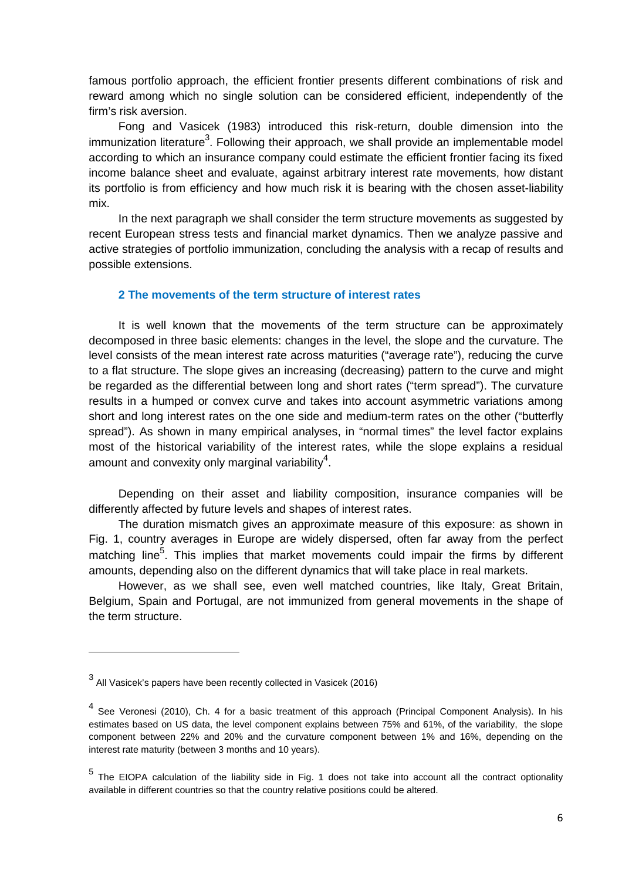famous portfolio approach, the efficient frontier presents different combinations of risk and reward among which no single solution can be considered efficient, independently of the firm's risk aversion.

Fong and Vasicek (1983) introduced this risk-return, double dimension into the immunization literature[3]. Following their approach, we shall provide an implementable model according to which an insurance company could estimate the efficient frontier facing its fixed income balance sheet and evaluate, against arbitrary interest rate movements, how distant its portfolio is from efficiency and how much risk it is bearing with the chosen asset-liability mix.

In the next paragraph we shall consider the term structure movements as suggested by recent European stress tests and financial market dynamics. Then we analyze passive and active strategies of portfolio immunization, concluding the analysis with a recap of results and possible extensions.

## 2 The movements of the term structure of interest rates

It is well known that the movements of the term structure can be approximately decomposed in three basic elements: changes in the level, the slope and the curvature. The level consists of the mean interest rate across maturities ("average rate"), reducing the curve to a flat structure. The slope gives an increasing (decreasing) pattern to the curve and might be regarded as the differential between long and short rates ("term spread"). The curvature results in a humped or convex curve and takes into account asymmetric variations among short and long interest rates on the one side and medium-term rates on the other ("butterfly spread"). As shown in many empirical analyses, in "normal times" the level factor explains most of the historical variability of the interest rates, while the slope explains a residual amount and convexity only marginal variability[4].

Depending on their asset and liability composition, insurance companies will be differently affected by future levels and shapes of interest rates.

The duration mismatch gives an approximate measure of this exposure: as shown in Fig. 1, country averages in Europe are widely dispersed, often far away from the perfect matching line[5]. This implies that market movements could impair the firms by different amounts, depending also on the different dynamics that will take place in real markets.

However, as we shall see, even well matched countries, like Italy, Great Britain, Belgium, Spain and Portugal, are not immunized from general movements in the shape of the term structure.

---

[3] All Vasicek's papers have been recently collected in Vasicek (2016)

[4] See Veronesi (2010), Ch. 4 for a basic treatment of this approach (Principal Component Analysis). In his estimates based on US data, the level component explains between 75% and 61%, of the variability, the slope component between 22% and 20% and the curvature component between 1% and 16%, depending on the interest rate maturity (between 3 months and 10 years).

[5] The EIOPA calculation of the liability side in Fig. 1 does not take into account all the contract optionality available in different countries so that the country relative positions could be altered.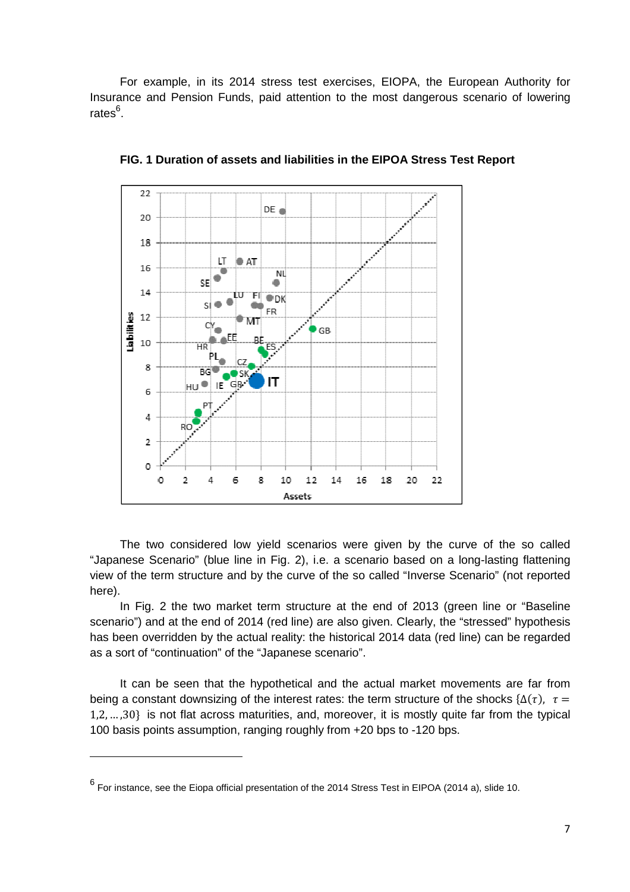For example, in its 2014 stress test exercises, EIOPA, the European Authority for Insurance and Pension Funds, paid attention to the most dangerous scenario of lowering rates[6].

**FIG. 1 Duration of assets and liabilities in the EIPOA Stress Test Report**

The two considered low yield scenarios were given by the curve of the so called "Japanese Scenario" (blue line in Fig. 2), i.e. a scenario based on a long-lasting flattening view of the term structure and by the curve of the so called "Inverse Scenario" (not reported here).

In Fig. 2 the two market term structure at the end of 2013 (green line or "Baseline scenario") and at the end of 2014 (red line) are also given. Clearly, the "stressed" hypothesis has been overridden by the actual reality: the historical 2014 data (red line) can be regarded as a sort of "continuation" of the "Japanese scenario".

It can be seen that the hypothetical and the actual market movements are far from being a constant downsizing of the interest rates: the term structure of the shocks $\{\Delta(\tau),\ \tau = 1, 2, \ldots, 30\}$ is not flat across maturities, and, moreover, it is mostly quite far from the typical 100 basis points assumption, ranging roughly from +20 bps to -120 bps.

---

[6] For instance, see the Eiopa official presentation of the 2014 Stress Test in EIPOA (2014 a), slide 10.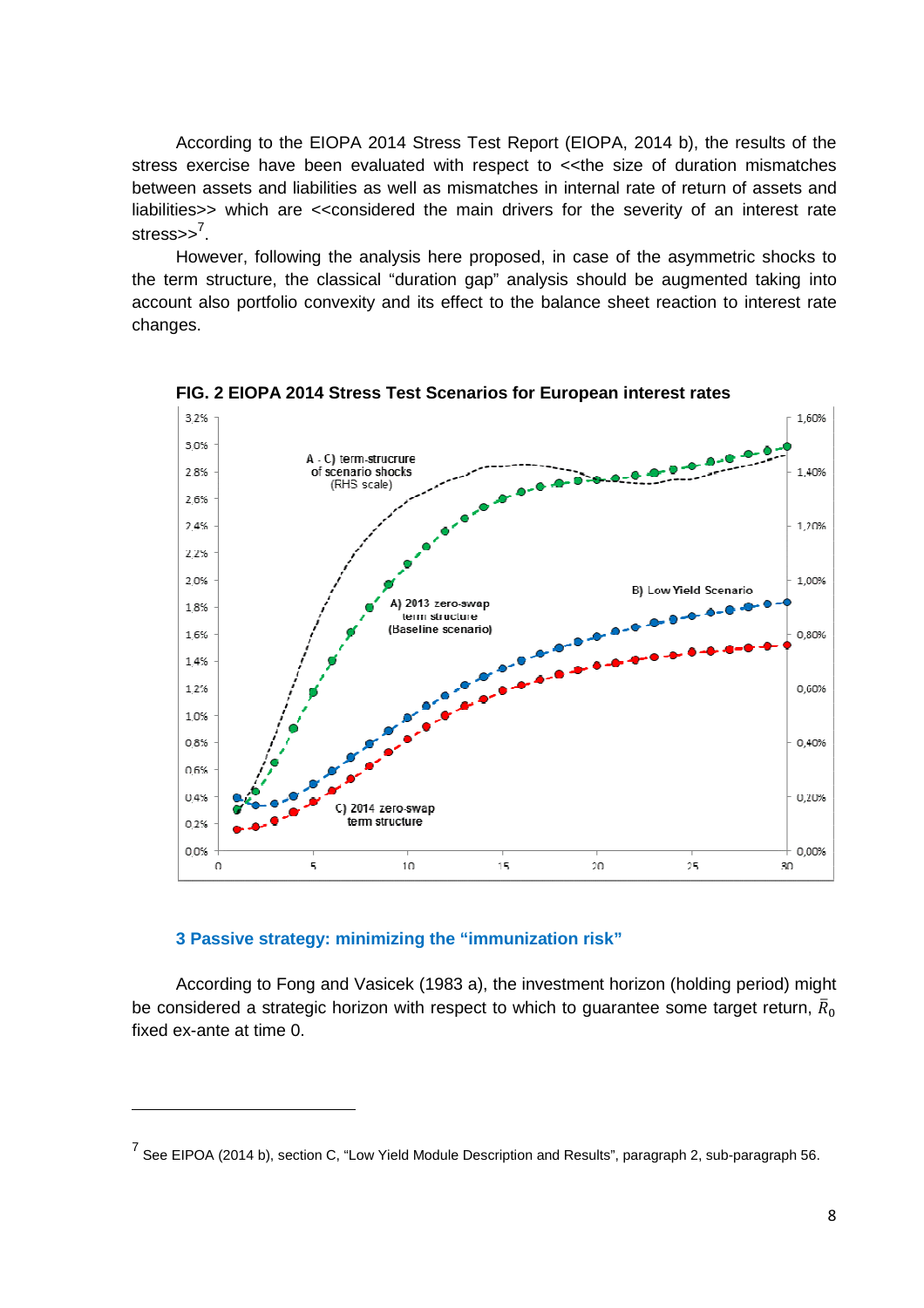According to the EIOPA 2014 Stress Test Report (EIOPA, 2014 b), the results of the stress exercise have been evaluated with respect to <<the size of duration mismatches between assets and liabilities as well as mismatches in internal rate of return of assets and liabilities>> which are <<considered the main drivers for the severity of an interest rate stress>>[7].

However, following the analysis here proposed, in case of the asymmetric shocks to the term structure, the classical "duration gap" analysis should be augmented taking into account also portfolio convexity and its effect to the balance sheet reaction to interest rate changes.

**FIG. 2 EIOPA 2014 Stress Test Scenarios for European interest rates**

### 3 Passive strategy: minimizing the "immunization risk"

According to Fong and Vasicek (1983 a), the investment horizon (holding period) might be considered a strategic horizon with respect to which to guarantee some target return, $\bar{R}_0$ fixed ex-ante at time 0.

---

[7] See EIPOA (2014 b), section C, "Low Yield Module Description and Results", paragraph 2, sub-paragraph 56.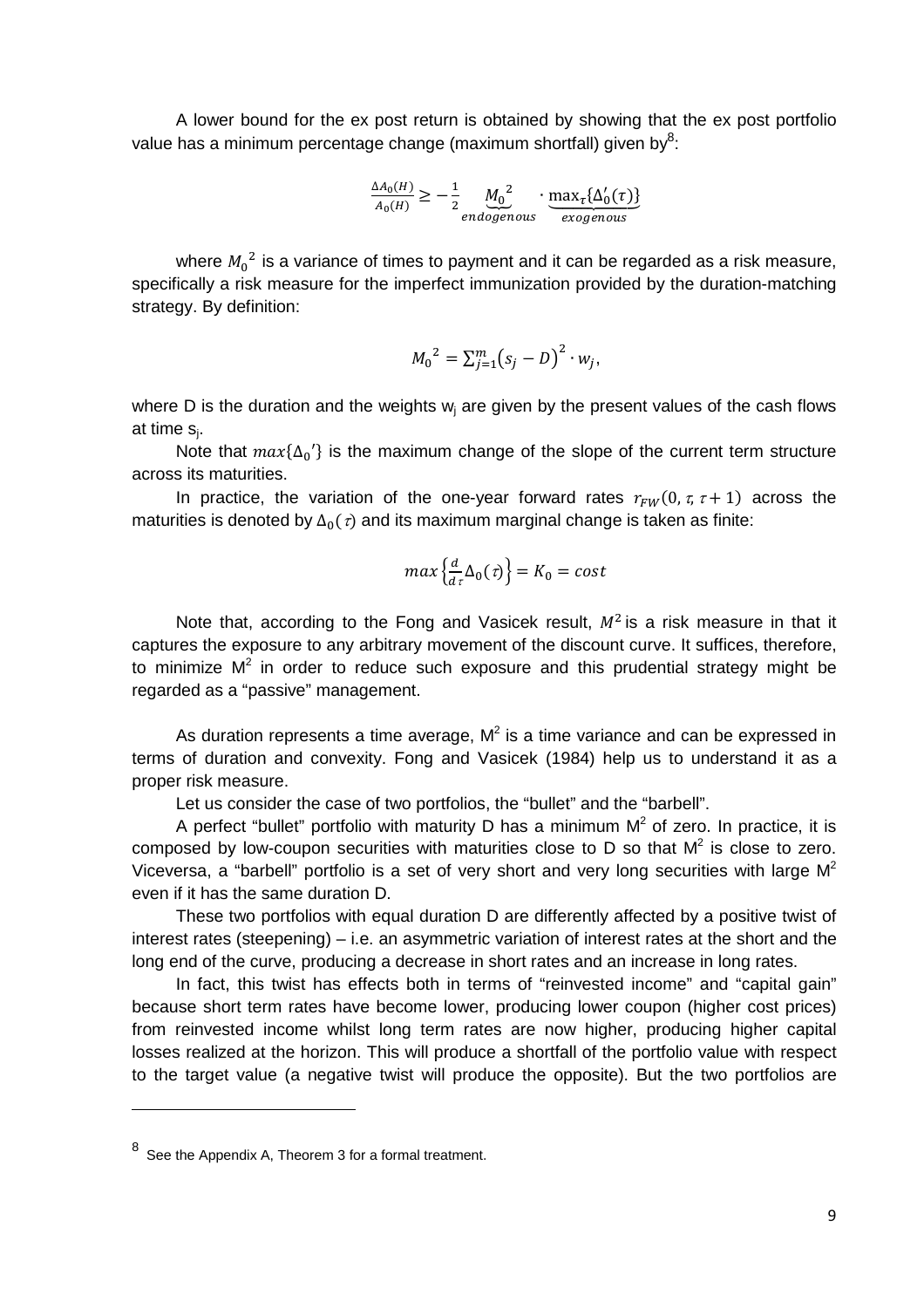A lower bound for the ex post return is obtained by showing that the ex post portfolio value has a minimum percentage change (maximum shortfall) given by[8]:

$$\frac{\Delta A_0(H)}{A_0(H)} \geq -\frac{1}{2} \underbrace{{M_0}^2}_{endogenous} \cdot \underbrace{\max_\tau\{\Delta_0'(\tau)\}}_{exogenous}$$

where ${M_0}^2$ is a variance of times to payment and it can be regarded as a risk measure, specifically a risk measure for the imperfect immunization provided by the duration-matching strategy. By definition:

$${M_0}^2 = \sum_{j=1}^{m} \left(s_j - D\right)^2 \cdot w_j,$$

where D is the duration and the weights $w_j$ are given by the present values of the cash flows at time $s_j$.

Note that $max\{{\Delta_0}'\}$ is the maximum change of the slope of the current term structure across its maturities.

In practice, the variation of the one-year forward rates $r_{FW}(0, \tau, \tau+1)$ across the maturities is denoted by $\Delta_0(\tau)$ and its maximum marginal change is taken as finite:

$$max\left\{\frac{d}{d\tau}\Delta_0(\tau)\right\} = K_0 = cost$$

Note that, according to the Fong and Vasicek result, $M^2$ is a risk measure in that it captures the exposure to any arbitrary movement of the discount curve. It suffices, therefore, to minimize $M^2$ in order to reduce such exposure and this prudential strategy might be regarded as a "passive" management.

As duration represents a time average, $M^2$ is a time variance and can be expressed in terms of duration and convexity. Fong and Vasicek (1984) help us to understand it as a proper risk measure.

Let us consider the case of two portfolios, the "bullet" and the "barbell".

A perfect "bullet" portfolio with maturity D has a minimum $M^2$ of zero. In practice, it is composed by low-coupon securities with maturities close to D so that $M^2$ is close to zero. Viceversa, a "barbell" portfolio is a set of very short and very long securities with large $M^2$ even if it has the same duration D.

These two portfolios with equal duration D are differently affected by a positive twist of interest rates (steepening) – i.e. an asymmetric variation of interest rates at the short and the long end of the curve, producing a decrease in short rates and an increase in long rates.

In fact, this twist has effects both in terms of "reinvested income" and "capital gain" because short term rates have become lower, producing lower coupon (higher cost prices) from reinvested income whilst long term rates are now higher, producing higher capital losses realized at the horizon. This will produce a shortfall of the portfolio value with respect to the target value (a negative twist will produce the opposite). But the two portfolios are

---

[8] See the Appendix A, Theorem 3 for a formal treatment.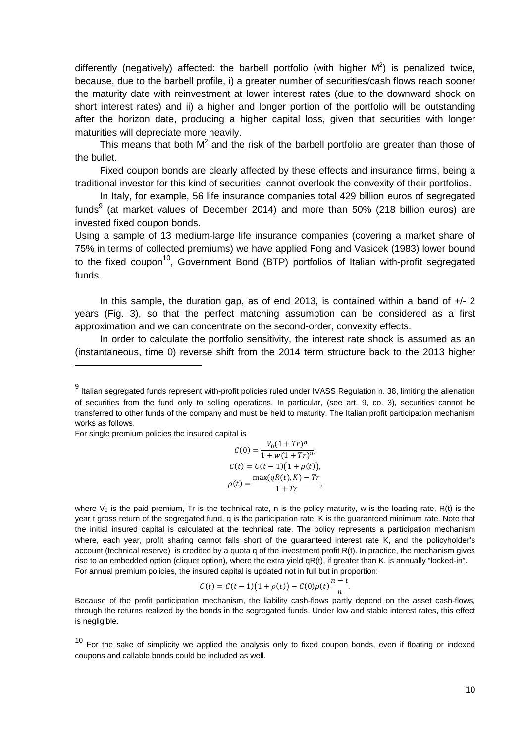differently (negatively) affected: the barbell portfolio (with higher $M^2$) is penalized twice, because, due to the barbell profile, i) a greater number of securities/cash flows reach sooner the maturity date with reinvestment at lower interest rates (due to the downward shock on short interest rates) and ii) a higher and longer portion of the portfolio will be outstanding after the horizon date, producing a higher capital loss, given that securities with longer maturities will depreciate more heavily.

This means that both $M^2$ and the risk of the barbell portfolio are greater than those of the bullet.

Fixed coupon bonds are clearly affected by these effects and insurance firms, being a traditional investor for this kind of securities, cannot overlook the convexity of their portfolios.

In Italy, for example, 56 life insurance companies total 429 billion euros of segregated funds[9] (at market values of December 2014) and more than 50% (218 billion euros) are invested fixed coupon bonds.

Using a sample of 13 medium-large life insurance companies (covering a market share of 75% in terms of collected premiums) we have applied Fong and Vasicek (1983) lower bound to the fixed coupon[10], Government Bond (BTP) portfolios of Italian with-profit segregated funds.

In this sample, the duration gap, as of end 2013, is contained within a band of +/- 2 years (Fig. 3), so that the perfect matching assumption can be considered as a first approximation and we can concentrate on the second-order, convexity effects.

In order to calculate the portfolio sensitivity, the interest rate shock is assumed as an (instantaneous, time 0) reverse shift from the 2014 term structure back to the 2013 higher

---

[9] Italian segregated funds represent with-profit policies ruled under IVASS Regulation n. 38, limiting the alienation of securities from the fund only to selling operations. In particular, (see art. 9, co. 3), securities cannot be transferred to other funds of the company and must be held to maturity. The Italian profit participation mechanism works as follows.

For single premium policies the insured capital is

$$C(0) = \frac{V_0(1+Tr)^n}{1+w(1+Tr)^n},$$
$$C(t) = C(t-1)\big(1+\rho(t)\big),$$
$$\rho(t) = \frac{\max(qR(t),K) - Tr}{1+Tr},$$

where $V_0$ is the paid premium, Tr is the technical rate, n is the policy maturity, w is the loading rate, R(t) is the year t gross return of the segregated fund, q is the participation rate, K is the guaranteed minimum rate. Note that the initial insured capital is calculated at the technical rate. The policy represents a participation mechanism where, each year, profit sharing cannot falls short of the guaranteed interest rate K, and the policyholder's account (technical reserve) is credited by a quota q of the investment profit R(t). In practice, the mechanism gives rise to an embedded option (cliquet option), where the extra yield qR(t), if greater than K, is annually "locked-in".

For annual premium policies, the insured capital is updated not in full but in proportion:

$$C(t) = C(t-1)\big(1+\rho(t)\big) - C(0)\rho(t)\frac{n-t}{n}.$$

Because of the profit participation mechanism, the liability cash-flows partly depend on the asset cash-flows, through the returns realized by the bonds in the segregated funds. Under low and stable interest rates, this effect is negligible.

[10] For the sake of simplicity we applied the analysis only to fixed coupon bonds, even if floating or indexed coupons and callable bonds could be included as well.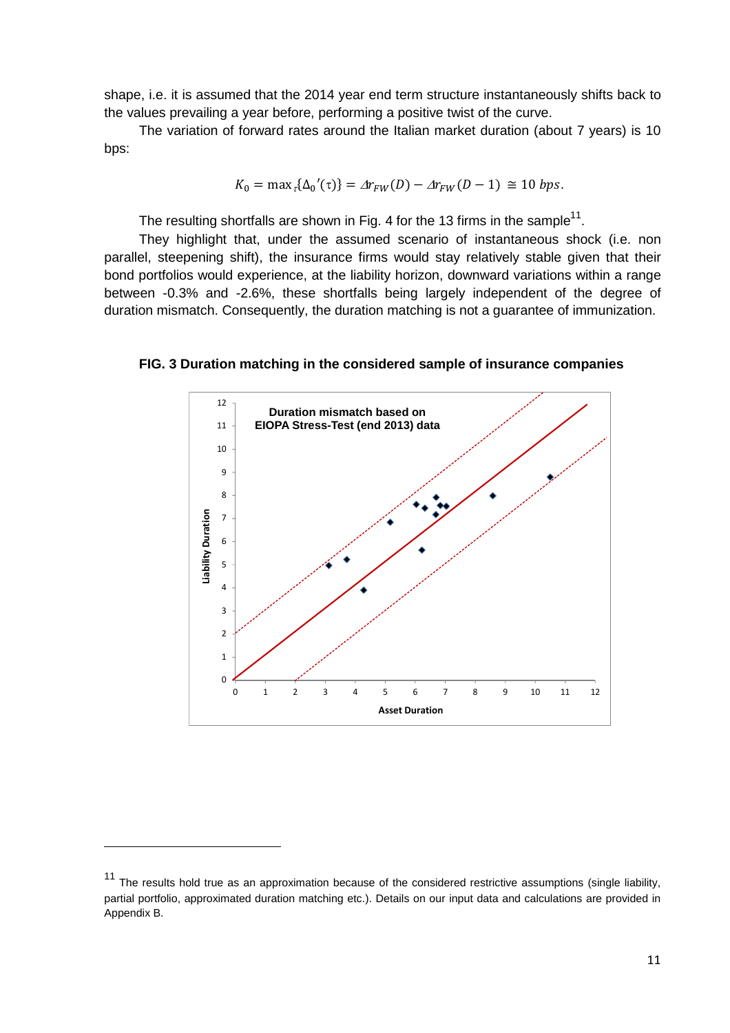shape, i.e. it is assumed that the 2014 year end term structure instantaneously shifts back to the values prevailing a year before, performing a positive twist of the curve.

The variation of forward rates around the Italian market duration (about 7 years) is 10 bps:

$$K_0 = \max_{\tau}\{\Delta_0{}'(\tau)\} = \Delta r_{FW}(D) - \Delta r_{FW}(D-1) \cong 10\ bps.$$

The resulting shortfalls are shown in Fig. 4 for the 13 firms in the sample[11].

They highlight that, under the assumed scenario of instantaneous shock (i.e. non parallel, steepening shift), the insurance firms would stay relatively stable given that their bond portfolios would experience, at the liability horizon, downward variations within a range between -0.3% and -2.6%, these shortfalls being largely independent of the degree of duration mismatch. Consequently, the duration matching is not a guarantee of immunization.

**FIG. 3 Duration matching in the considered sample of insurance companies**

[11] The results hold true as an approximation because of the considered restrictive assumptions (single liability, partial portfolio, approximated duration matching etc.). Details on our input data and calculations are provided in Appendix B.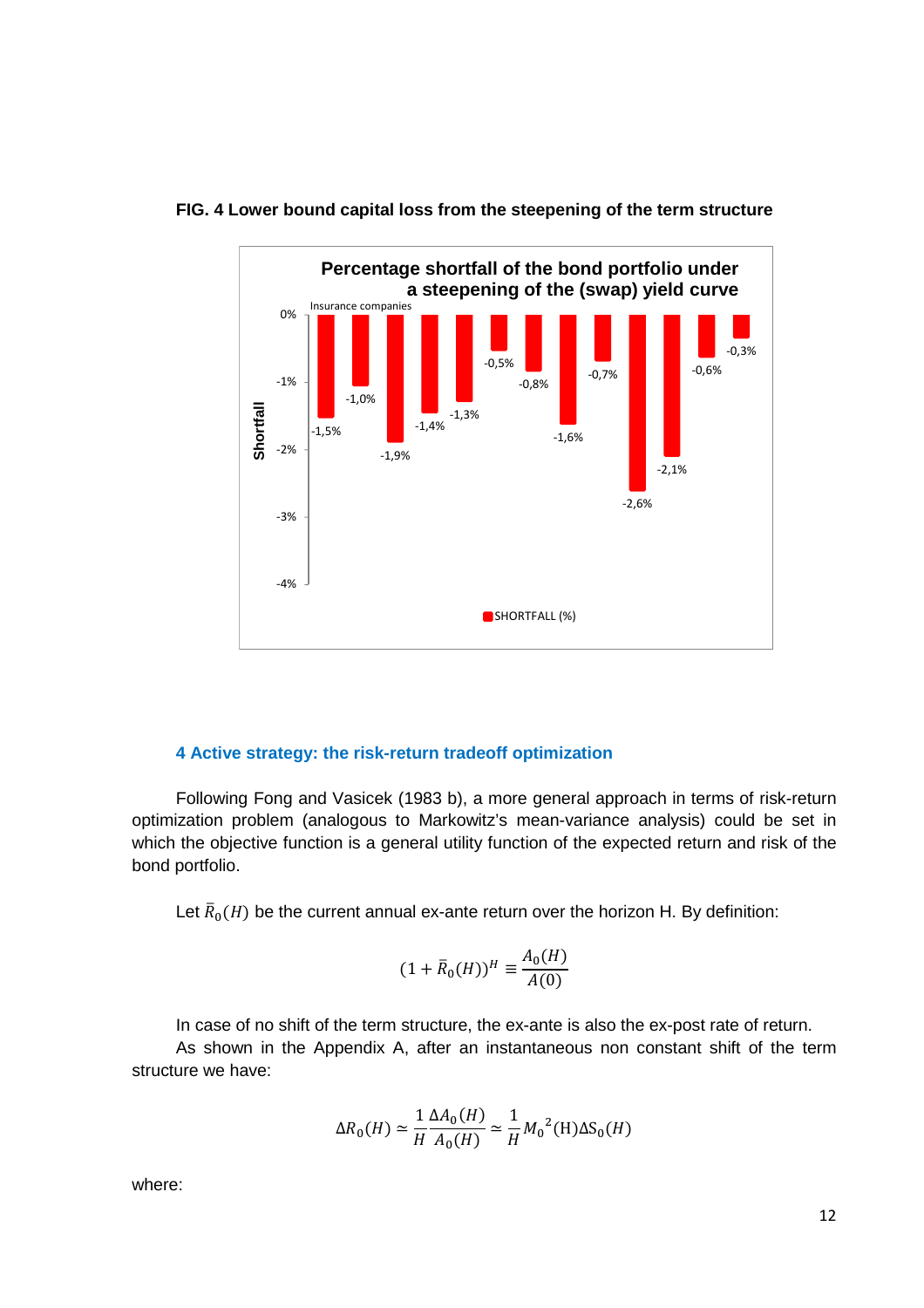**FIG. 4 Lower bound capital loss from the steepening of the term structure**

**Percentage shortfall of the bond portfolio under a steepening of the (swap) yield curve**

Insurance companies

| | Shortfall (%) |
|---|---|
| 1 | -1,5% |
| 2 | -1,0% |
| 3 | -1,9% |
| 4 | -1,4% |
| 5 | -1,3% |
| 6 | -0,5% |
| 7 | -0,8% |
| 8 | -1,6% |
| 9 | -0,7% |
| 10 | -2,6% |
| 11 | -2,1% |
| 12 | -0,6% |
| 13 | -0,3% |

SHORTFALL (%)

## 4 Active strategy: the risk-return tradeoff optimization

Following Fong and Vasicek (1983 b), a more general approach in terms of risk-return optimization problem (analogous to Markowitz's mean-variance analysis) could be set in which the objective function is a general utility function of the expected return and risk of the bond portfolio.

Let $\bar{R}_0(H)$ be the current annual ex-ante return over the horizon H. By definition:

$$(1 + \bar{R}_0(H))^H \equiv \frac{A_0(H)}{A(0)}$$

In case of no shift of the term structure, the ex-ante is also the ex-post rate of return.

As shown in the Appendix A, after an instantaneous non constant shift of the term structure we have:

$$\Delta R_0(H) \simeq \frac{1}{H}\frac{\Delta A_0(H)}{A_0(H)} \simeq \frac{1}{H} {M_0}^2(\mathrm{H})\Delta \mathrm{S}_0(H)$$

where: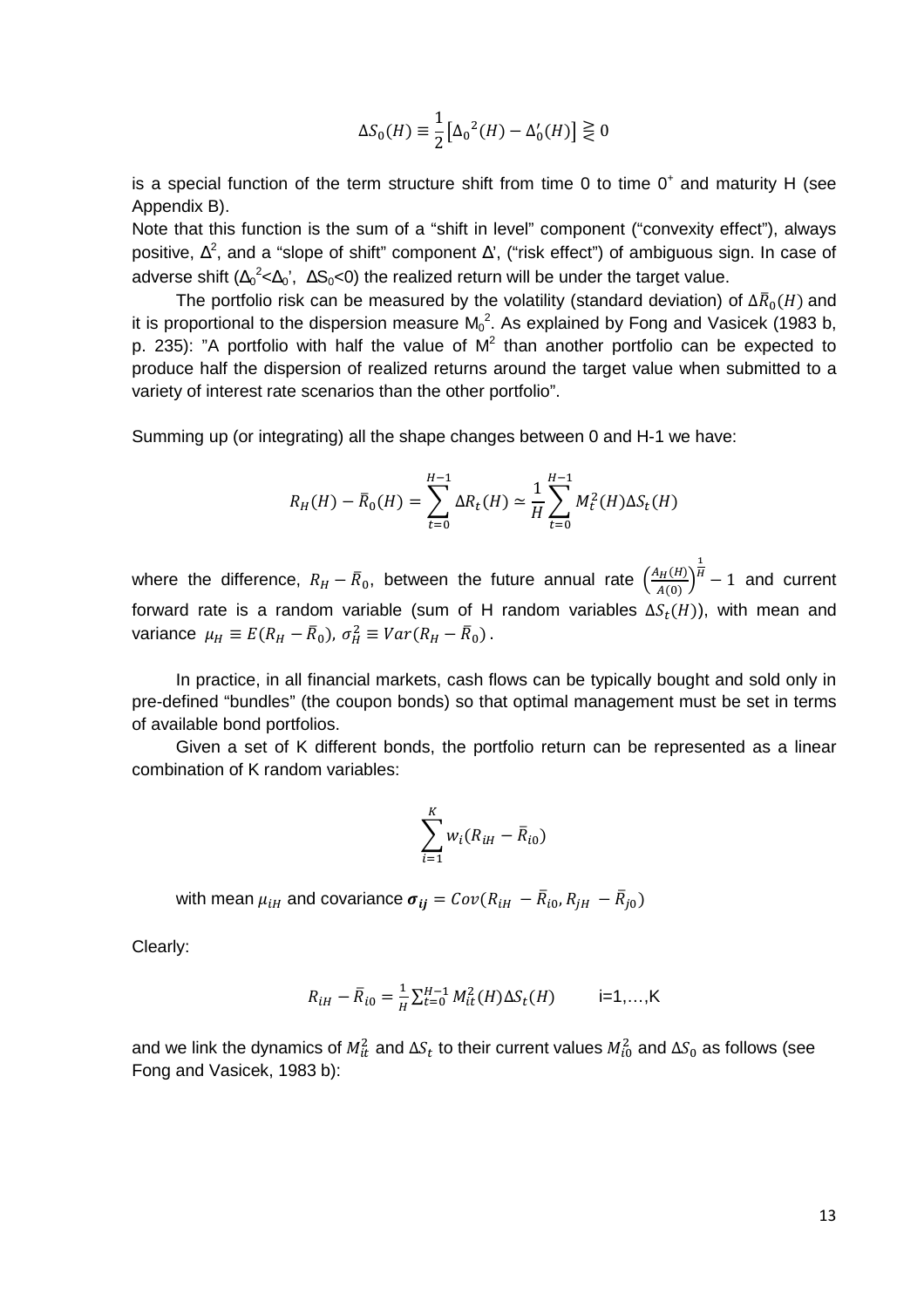$$\Delta S_0(H) \equiv \frac{1}{2}\left[\Delta_0{}^2(H) - \Delta_0'(H)\right] \gtreqless 0$$

is a special function of the term structure shift from time 0 to time $0^+$ and maturity H (see Appendix B).

Note that this function is the sum of a "shift in level" component ("convexity effect"), always positive, $\Delta^2$, and a "slope of shift" component $\Delta'$, ("risk effect") of ambiguous sign. In case of adverse shift ($\Delta_0{}^2<\Delta_0'$, $\Delta S_0<0$) the realized return will be under the target value.

The portfolio risk can be measured by the volatility (standard deviation) of $\Delta\bar{R}_0(H)$ and it is proportional to the dispersion measure $M_0{}^2$. As explained by Fong and Vasicek (1983 b, p. 235): "A portfolio with half the value of $M^2$ than another portfolio can be expected to produce half the dispersion of realized returns around the target value when submitted to a variety of interest rate scenarios than the other portfolio".

Summing up (or integrating) all the shape changes between 0 and H-1 we have:

$$R_H(H) - \bar{R}_0(H) = \sum_{t=0}^{H-1} \Delta R_t(H) \simeq \frac{1}{H}\sum_{t=0}^{H-1} M_t^2(H)\Delta S_t(H)$$

where the difference, $R_H - \bar{R}_0$, between the future annual rate $\left(\frac{A_H(H)}{A(0)}\right)^{\frac{1}{H}} - 1$ and current forward rate is a random variable (sum of H random variables $\Delta S_t(H)$), with mean and variance $\mu_H \equiv E(R_H - \bar{R}_0)$, $\sigma_H^2 \equiv Var(R_H - \bar{R}_0)$.

In practice, in all financial markets, cash flows can be typically bought and sold only in pre-defined "bundles" (the coupon bonds) so that optimal management must be set in terms of available bond portfolios.

Given a set of K different bonds, the portfolio return can be represented as a linear combination of K random variables:

$$\sum_{i=1}^{K} w_i(R_{iH} - \bar{R}_{i0})$$

with mean $\mu_{iH}$ and covariance $\boldsymbol{\sigma_{ij}} = Cov(R_{iH} - \bar{R}_{i0}, R_{jH} - \bar{R}_{j0})$

Clearly:

$$R_{iH} - \bar{R}_{i0} = \frac{1}{H}\sum_{t=0}^{H-1} M_{it}^2(H)\Delta S_t(H) \qquad \text{i=1,…,K}$$

and we link the dynamics of $M_{it}^2$ and $\Delta S_t$ to their current values $M_{i0}^2$ and $\Delta S_0$ as follows (see Fong and Vasicek, 1983 b):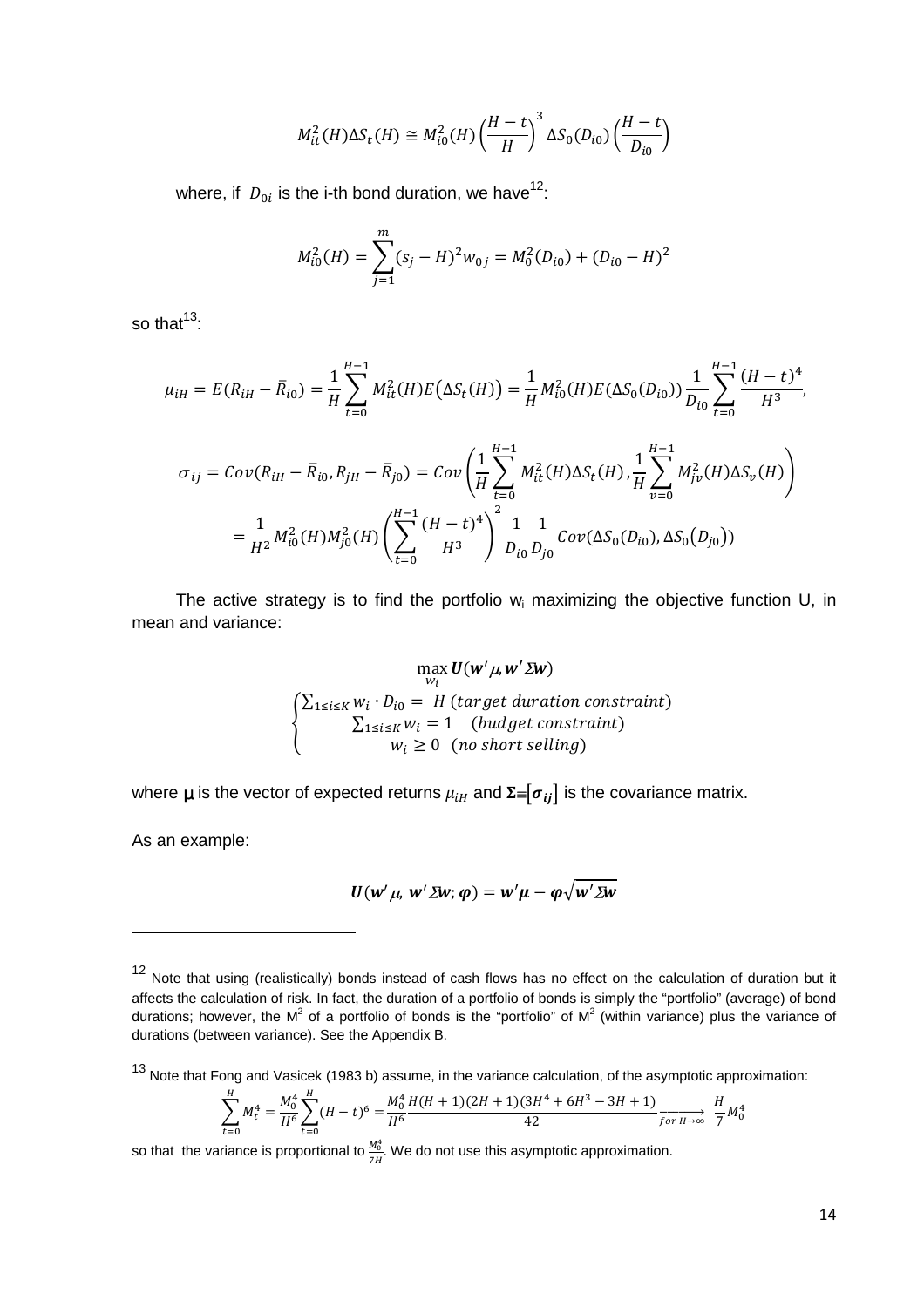$$M_{it}^2(H)\Delta S_t(H) \cong M_{i0}^2(H)\left(\frac{H-t}{H}\right)^3 \Delta S_0(D_{i0})\left(\frac{H-t}{D_{i0}}\right)$$

where, if $D_{0i}$ is the i-th bond duration, we have[12]:

$$M_{i0}^2(H) = \sum_{j=1}^{m}(s_j - H)^2 w_{0j} = M_0^2(D_{i0}) + (D_{i0} - H)^2$$

so that[13]:

$$\mu_{iH} = E(R_{iH} - \bar{R}_{i0}) = \frac{1}{H}\sum_{t=0}^{H-1} M_{it}^2(H)E\big(\Delta S_t(H)\big) = \frac{1}{H} M_{i0}^2(H)E(\Delta S_0(D_{i0}))\frac{1}{D_{i0}}\sum_{t=0}^{H-1}\frac{(H-t)^4}{H^3},$$

$$\sigma_{ij} = Cov(R_{iH} - \bar{R}_{i0}, R_{jH} - \bar{R}_{j0}) = Cov\left(\frac{1}{H}\sum_{t=0}^{H-1} M_{it}^2(H)\Delta S_t(H), \frac{1}{H}\sum_{v=0}^{H-1} M_{jv}^2(H)\Delta S_v(H)\right)$$

$$= \frac{1}{H^2} M_{i0}^2(H) M_{j0}^2(H)\left(\sum_{t=0}^{H-1}\frac{(H-t)^4}{H^3}\right)^2 \frac{1}{D_{i0}}\frac{1}{D_{j0}} Cov(\Delta S_0(D_{i0}), \Delta S_0\big(D_{j0}\big))$$

The active strategy is to find the portfolio $w_i$ maximizing the objective function U, in mean and variance:

$$\max_{w_i} \boldsymbol{U}(\boldsymbol{w}'\boldsymbol{\mu}, \boldsymbol{w}'\boldsymbol{\Sigma}\boldsymbol{w})$$

$$\begin{cases} \sum_{1\le i\le K} w_i \cdot D_{i0} = H \ (target\ duration\ constraint) \\ \sum_{1\le i\le K} w_i = 1 \quad (budget\ constraint) \\ w_i \ge 0 \quad (no\ short\ selling) \end{cases}$$

where $\mu$ is the vector of expected returns $\mu_{iH}$ and $\boldsymbol{\Sigma} \equiv [\boldsymbol{\sigma_{ij}}]$ is the covariance matrix.

As an example:

$$\boldsymbol{U}(\boldsymbol{w}'\boldsymbol{\mu}, \boldsymbol{w}'\boldsymbol{\Sigma}\boldsymbol{w}; \boldsymbol{\varphi}) = \boldsymbol{w}'\boldsymbol{\mu} - \boldsymbol{\varphi}\sqrt{\boldsymbol{w}'\boldsymbol{\Sigma}\boldsymbol{w}}$$

---

[12] Note that using (realistically) bonds instead of cash flows has no effect on the calculation of duration but it affects the calculation of risk. In fact, the duration of a portfolio of bonds is simply the "portfolio" (average) of bond durations; however, the $M^2$ of a portfolio of bonds is the "portfolio" of $M^2$ (within variance) plus the variance of durations (between variance). See the Appendix B.

[13] Note that Fong and Vasicek (1983 b) assume, in the variance calculation, of the asymptotic approximation:

$$\sum_{t=0}^{H} M_t^4 = \frac{M_0^4}{H^6}\sum_{t=0}^{H}(H-t)^6 = \frac{M_0^4}{H^6}\frac{H(H+1)(2H+1)(3H^4+6H^3-3H+1)}{42} \xrightarrow[for\ H\to\infty]{} \frac{H}{7}M_0^4$$

so that the variance is proportional to $\frac{M_0^4}{7H}$. We do not use this asymptotic approximation.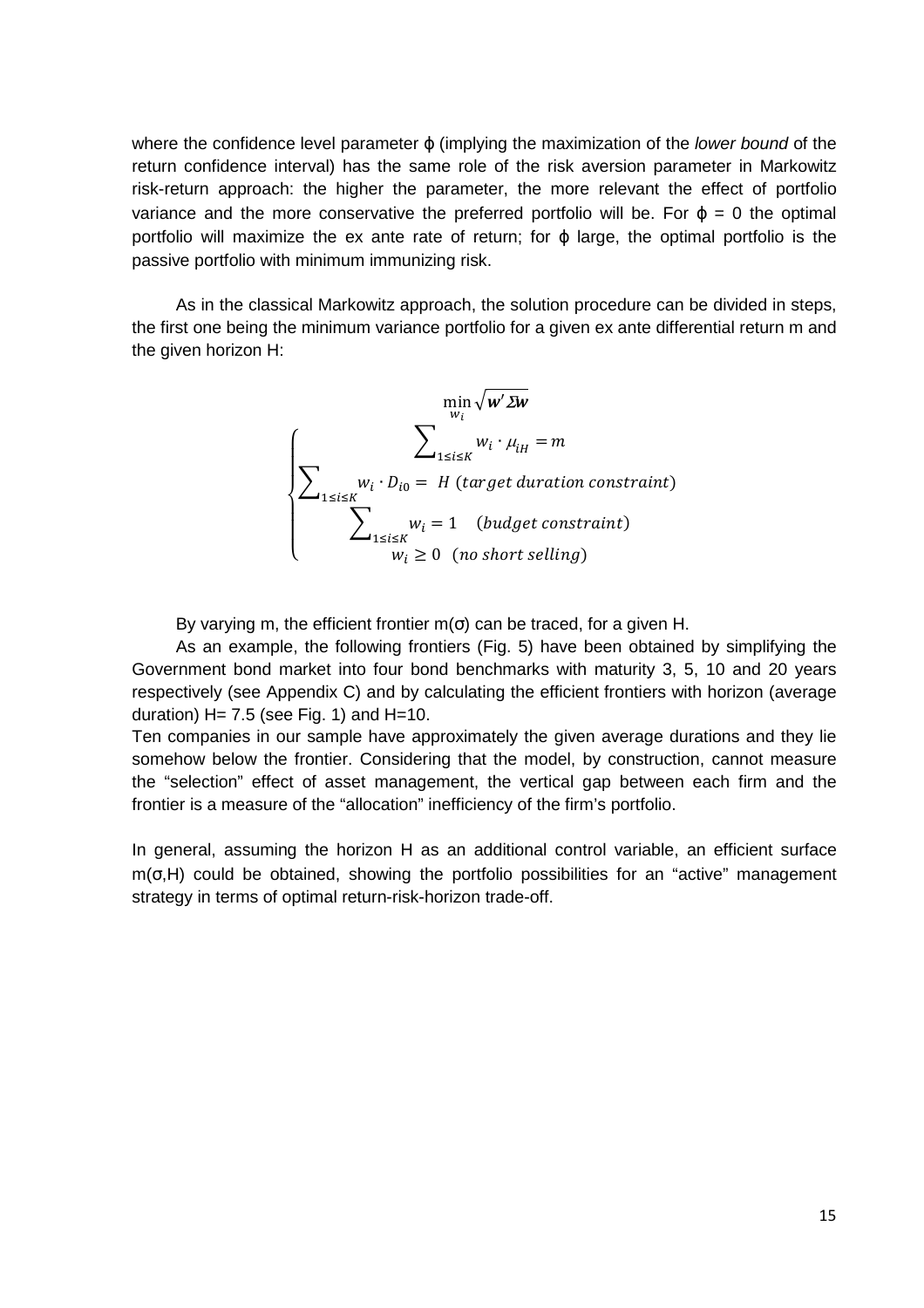where the confidence level parameter $\varphi$ (implying the maximization of the *lower bound* of the return confidence interval) has the same role of the risk aversion parameter in Markowitz risk-return approach: the higher the parameter, the more relevant the effect of portfolio variance and the more conservative the preferred portfolio will be. For $\varphi = 0$ the optimal portfolio will maximize the ex ante rate of return; for $\varphi$ large, the optimal portfolio is the passive portfolio with minimum immunizing risk.

As in the classical Markowitz approach, the solution procedure can be divided in steps, the first one being the minimum variance portfolio for a given ex ante differential return m and the given horizon H:

$$\min_{w_i} \sqrt{\boldsymbol{w}' \boldsymbol{\Sigma} \boldsymbol{w}}$$

$$\begin{cases} \sum_{1 \le i \le K} w_i \cdot \mu_{iH} = m \\ \sum_{1 \le i \le K} w_i \cdot D_{i0} = H \; (target\ duration\ constraint) \\ \sum_{1 \le i \le K} w_i = 1 \quad (budget\ constraint) \\ w_i \ge 0 \quad (no\ short\ selling) \end{cases}$$

By varying m, the efficient frontier $m(\sigma)$ can be traced, for a given H.

As an example, the following frontiers (Fig. 5) have been obtained by simplifying the Government bond market into four bond benchmarks with maturity 3, 5, 10 and 20 years respectively (see Appendix C) and by calculating the efficient frontiers with horizon (average duration) H= 7.5 (see Fig. 1) and H=10.

Ten companies in our sample have approximately the given average durations and they lie somehow below the frontier. Considering that the model, by construction, cannot measure the “selection” effect of asset management, the vertical gap between each firm and the frontier is a measure of the “allocation” inefficiency of the firm’s portfolio.

In general, assuming the horizon H as an additional control variable, an efficient surface $m(\sigma,H)$ could be obtained, showing the portfolio possibilities for an “active” management strategy in terms of optimal return-risk-horizon trade-off.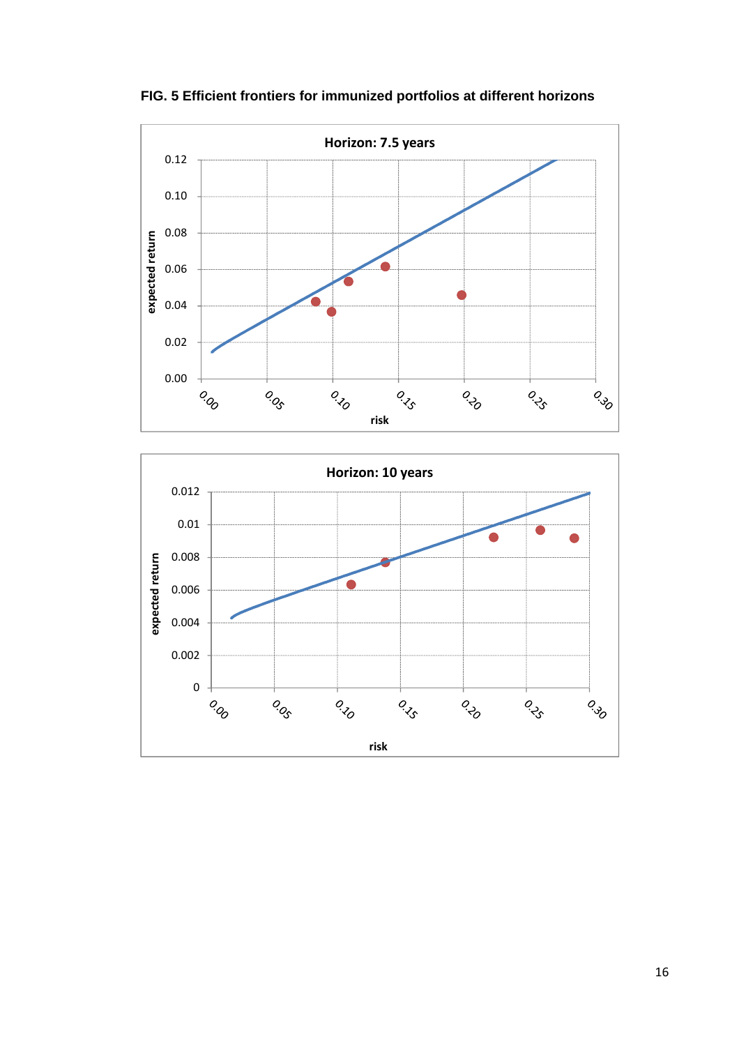**FIG. 5 Efficient frontiers for immunized portfolios at different horizons**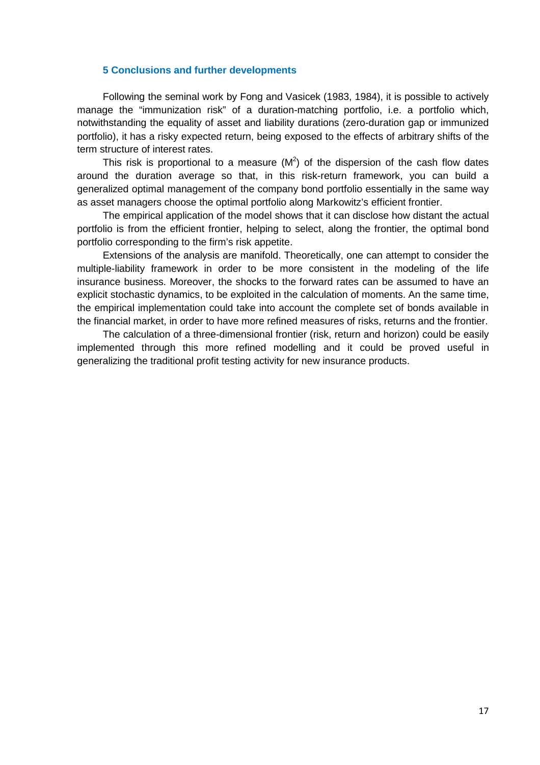## 5 Conclusions and further developments

Following the seminal work by Fong and Vasicek (1983, 1984), it is possible to actively manage the "immunization risk" of a duration-matching portfolio, i.e. a portfolio which, notwithstanding the equality of asset and liability durations (zero-duration gap or immunized portfolio), it has a risky expected return, being exposed to the effects of arbitrary shifts of the term structure of interest rates.

This risk is proportional to a measure ($M^2$) of the dispersion of the cash flow dates around the duration average so that, in this risk-return framework, you can build a generalized optimal management of the company bond portfolio essentially in the same way as asset managers choose the optimal portfolio along Markowitz's efficient frontier.

The empirical application of the model shows that it can disclose how distant the actual portfolio is from the efficient frontier, helping to select, along the frontier, the optimal bond portfolio corresponding to the firm's risk appetite.

Extensions of the analysis are manifold. Theoretically, one can attempt to consider the multiple-liability framework in order to be more consistent in the modeling of the life insurance business. Moreover, the shocks to the forward rates can be assumed to have an explicit stochastic dynamics, to be exploited in the calculation of moments. An the same time, the empirical implementation could take into account the complete set of bonds available in the financial market, in order to have more refined measures of risks, returns and the frontier.

The calculation of a three-dimensional frontier (risk, return and horizon) could be easily implemented through this more refined modelling and it could be proved useful in generalizing the traditional profit testing activity for new insurance products.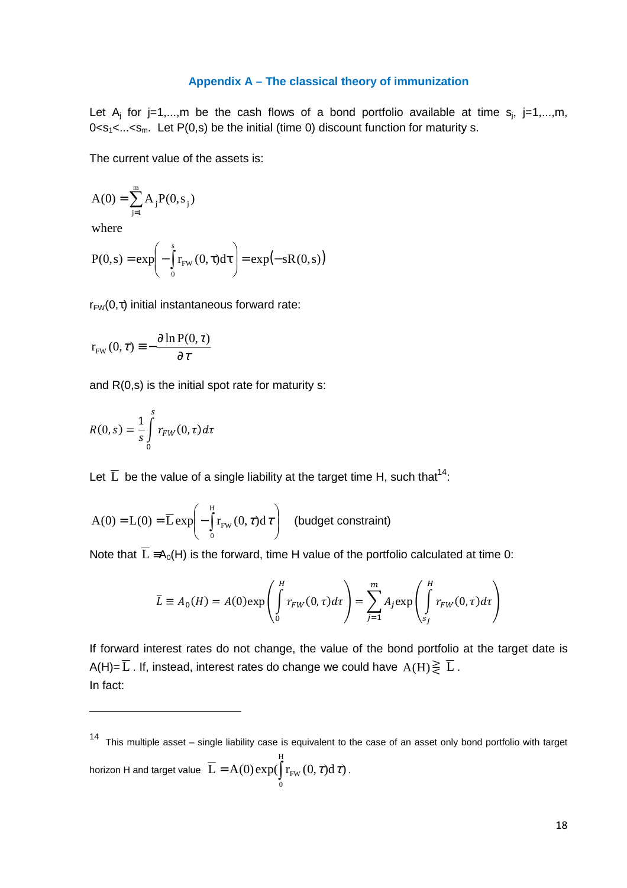### Appendix A – The classical theory of immunization

Let $A_j$ for j=1,...,m be the cash flows of a bond portfolio available at time $s_j$, j=1,...,m, $0<s_1<...<s_m$. Let P(0,s) be the initial (time 0) discount function for maturity s.

The current value of the assets is:

$$A(0) = \sum_{j=1}^{m} A_j P(0, s_j)$$

where

$$P(0,s) = \exp\left( -\int_0^s r_{FW}(0,\tau)d\tau \right) = \exp(-sR(0,s))$$

$r_{FW}(0,\tau)$ initial instantaneous forward rate:

$$r_{FW}(0,\tau) \equiv -\frac{\partial \ln P(0,\tau)}{\partial \tau}$$

and R(0,s) is the initial spot rate for maturity s:

$$R(0,s) = \frac{1}{s}\int_0^s r_{FW}(0,\tau)d\tau$$

Let $\bar{L}$ be the value of a single liability at the target time H, such that[14]:

$$A(0) = L(0) = \bar{L}\exp\left( -\int_0^H r_{FW}(0,\tau)d\tau \right) \quad \text{(budget constraint)}$$

Note that $\bar{L} \equiv A_0(H)$ is the forward, time H value of the portfolio calculated at time 0:

$$\bar{L} \equiv A_0(H) = A(0)\exp\left( \int_0^H r_{FW}(0,\tau)d\tau \right) = \sum_{j=1}^{m} A_j \exp\left( \int_{s_j}^H r_{FW}(0,\tau)d\tau \right)$$

If forward interest rates do not change, the value of the bond portfolio at the target date is A(H)= $\bar{L}$ . If, instead, interest rates do change we could have $A(H) \gtreqless \bar{L}$ .
In fact:

---

[14] This multiple asset – single liability case is equivalent to the case of an asset only bond portfolio with target horizon H and target value $\bar{L} = A(0)\exp(\int_0^H r_{FW}(0,\tau)d\tau)$.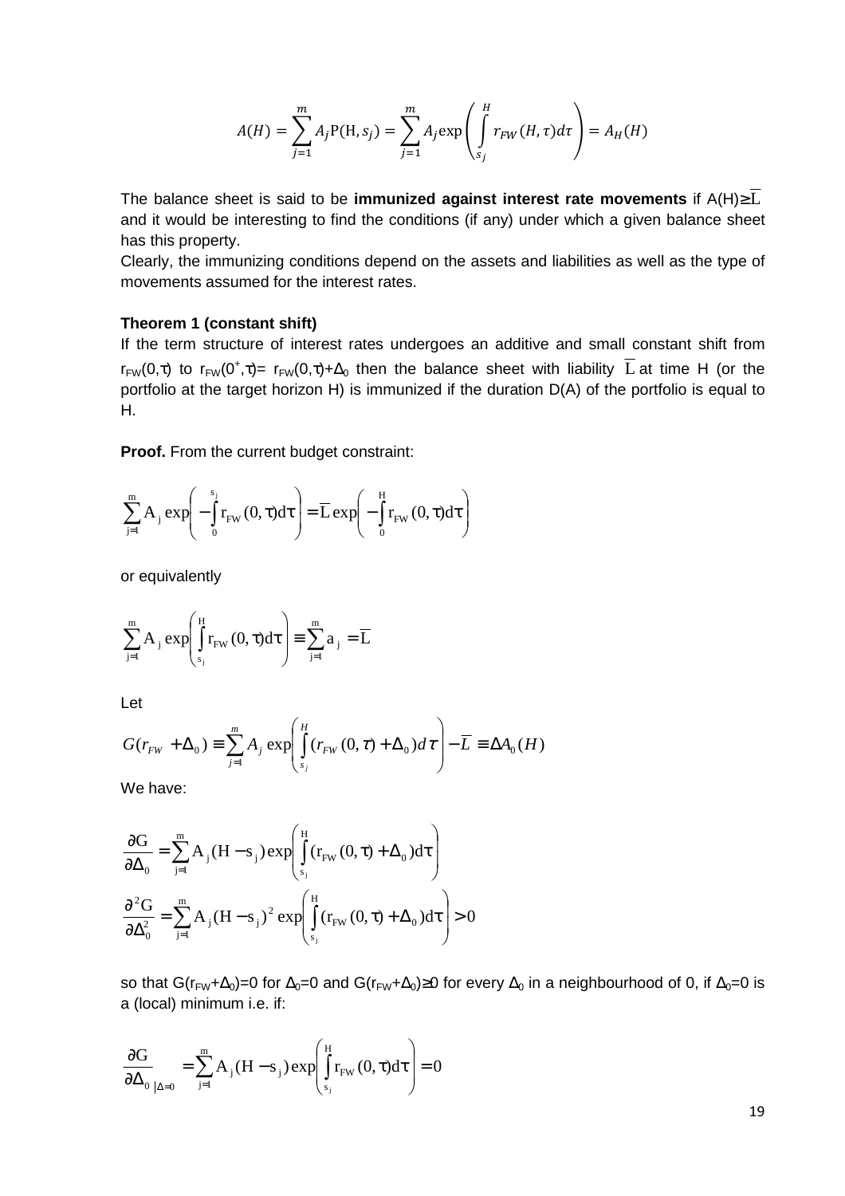$$A(H) = \sum_{j=1}^{m} A_j \mathrm{P}(\mathrm{H}, s_j) = \sum_{j=1}^{m} A_j \exp\left( \int_{s_j}^{H} r_{FW}(H,\tau) d\tau \right) = A_H(H)$$

The balance sheet is said to be **immunized against interest rate movements** if $A(H) \geq \overline{L}$ and it would be interesting to find the conditions (if any) under which a given balance sheet has this property.

Clearly, the immunizing conditions depend on the assets and liabilities as well as the type of movements assumed for the interest rates.

**Theorem 1 (constant shift)**

If the term structure of interest rates undergoes an additive and small constant shift from $r_{FW}(0,\tau)$ to $r_{FW}(0^+,\tau) = r_{FW}(0,\tau)+\Delta_0$ then the balance sheet with liability $\overline{L}$ at time H (or the portfolio at the target horizon H) is immunized if the duration D(A) of the portfolio is equal to H.

**Proof.** From the current budget constraint:

$$\sum_{j=1}^{m} A_j \exp\left( -\int_0^{s_j} r_{FW}(0,\tau) d\tau \right) = \overline{L} \exp\left( -\int_0^{H} r_{FW}(0,\tau) d\tau \right)$$

or equivalently

$$\sum_{j=1}^{m} A_j \exp\left( \int_{s_j}^{H} r_{FW}(0,\tau) d\tau \right) \equiv \sum_{j=1}^{m} a_j = \overline{L}$$

Let

$$G(r_{FW} + \Delta_0) \equiv \sum_{j=1}^{m} A_j \exp\left( \int_{s_j}^{H} (r_{FW}(0,\tau) + \Delta_0) d\tau \right) - \overline{L} \equiv \Delta A_0(H)$$

We have:

$$\frac{\partial G}{\partial \Delta_0} = \sum_{j=1}^{m} A_j (H - s_j) \exp\left( \int_{s_j}^{H} (r_{FW}(0,\tau) + \Delta_0) d\tau \right)$$

$$\frac{\partial^2 G}{\partial \Delta_0^2} = \sum_{j=1}^{m} A_j (H - s_j)^2 \exp\left( \int_{s_j}^{H} (r_{FW}(0,\tau) + \Delta_0) d\tau \right) > 0$$

so that $G(r_{FW}+\Delta_0)=0$ for $\Delta_0=0$ and $G(r_{FW}+\Delta_0) \geq 0$ for every $\Delta_0$ in a neighbourhood of 0, if $\Delta_0=0$ is a (local) minimum i.e. if:

$$\frac{\partial G}{\partial \Delta_0}\bigg|_{\Delta=0} = \sum_{j=1}^{m} A_j (H - s_j) \exp\left( \int_{s_j}^{H} r_{FW}(0,\tau) d\tau \right) = 0$$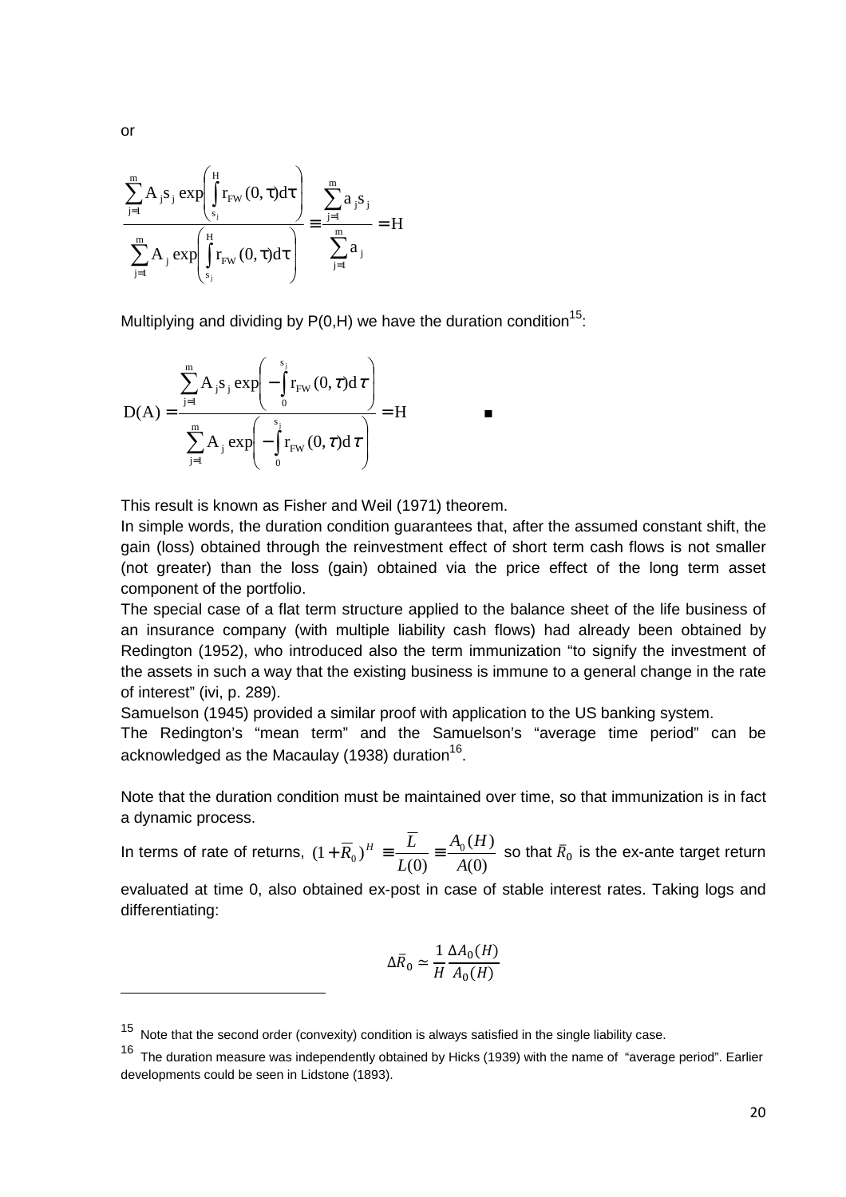or

$$\frac{\sum_{j=1}^{m} A_j s_j \exp\left(\int_{s_j}^{H} r_{FW}(0,\tau)d\tau\right)}{\sum_{j=1}^{m} A_j \exp\left(\int_{s_j}^{H} r_{FW}(0,\tau)d\tau\right)} \equiv \frac{\sum_{j=1}^{m} a_j s_j}{\sum_{j=1}^{m} a_j} = H$$

Multiplying and dividing by P(0,H) we have the duration condition[15]:

$$D(A) = \frac{\sum_{j=1}^{m} A_j s_j \exp\left(-\int_{0}^{s_j} r_{FW}(0,\tau)d\tau\right)}{\sum_{j=1}^{m} A_j \exp\left(-\int_{0}^{s_j} r_{FW}(0,\tau)d\tau\right)} = H \qquad \blacksquare$$

This result is known as Fisher and Weil (1971) theorem.

In simple words, the duration condition guarantees that, after the assumed constant shift, the gain (loss) obtained through the reinvestment effect of short term cash flows is not smaller (not greater) than the loss (gain) obtained via the price effect of the long term asset component of the portfolio.

The special case of a flat term structure applied to the balance sheet of the life business of an insurance company (with multiple liability cash flows) had already been obtained by Redington (1952), who introduced also the term immunization "to signify the investment of the assets in such a way that the existing business is immune to a general change in the rate of interest" (ivi, p. 289).

Samuelson (1945) provided a similar proof with application to the US banking system.

The Redington's "mean term" and the Samuelson's "average time period" can be acknowledged as the Macaulay (1938) duration[16].

Note that the duration condition must be maintained over time, so that immunization is in fact a dynamic process.

In terms of rate of returns, $(1+\overline{R}_0)^H \equiv \frac{\overline{L}}{L(0)} \equiv \frac{A_0(H)}{A(0)}$ so that $\bar{R}_0$ is the ex-ante target return evaluated at time 0, also obtained ex-post in case of stable interest rates. Taking logs and differentiating:

$$\Delta\bar{R}_0 \simeq \frac{1}{H}\frac{\Delta A_0(H)}{A_0(H)}$$

---

[15] Note that the second order (convexity) condition is always satisfied in the single liability case.

[16] The duration measure was independently obtained by Hicks (1939) with the name of "average period". Earlier developments could be seen in Lidstone (1893).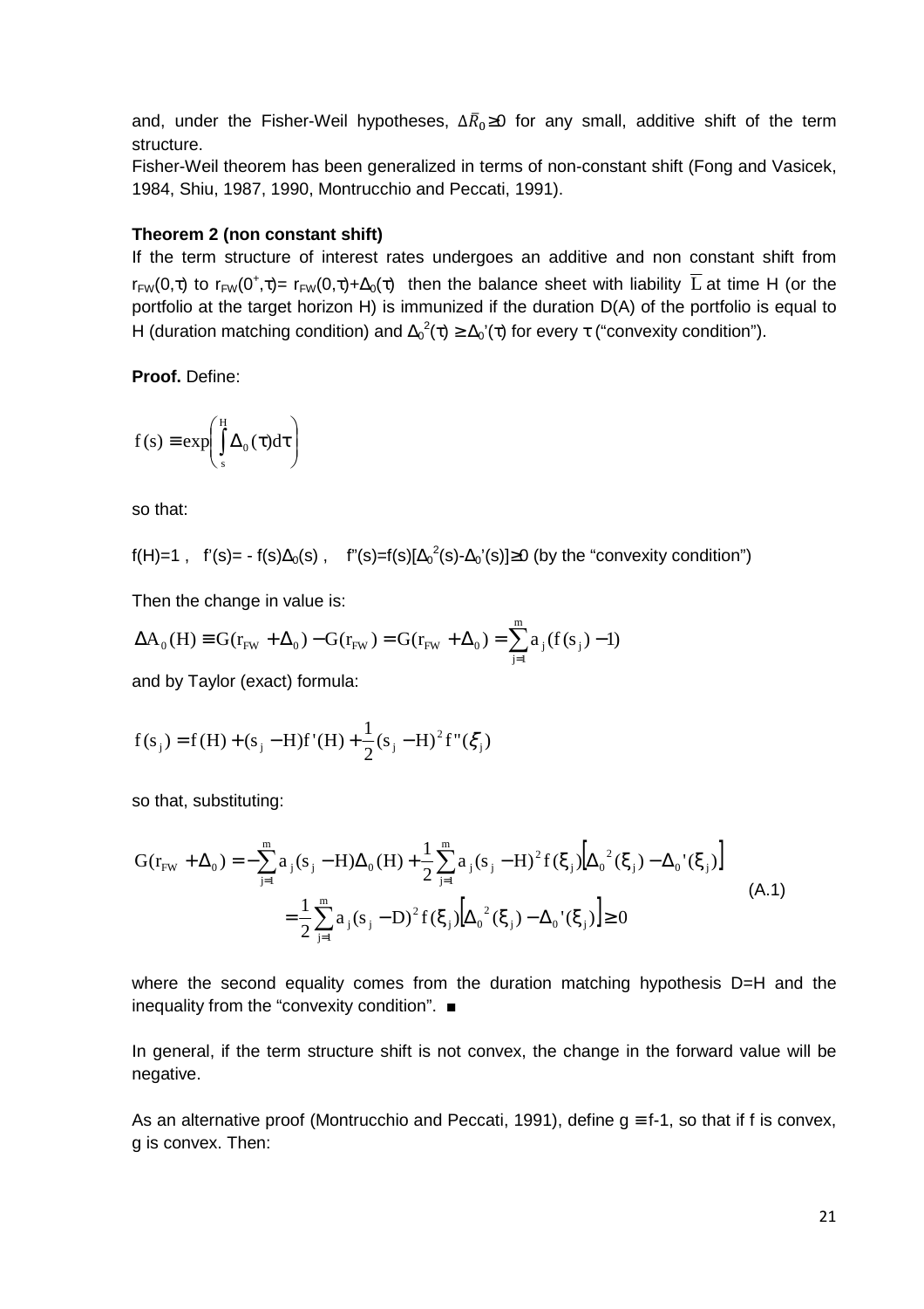and, under the Fisher-Weil hypotheses, $\Delta\bar{R}_0 \geq 0$ for any small, additive shift of the term structure.

Fisher-Weil theorem has been generalized in terms of non-constant shift (Fong and Vasicek, 1984, Shiu, 1987, 1990, Montrucchio and Peccati, 1991).

**Theorem 2 (non constant shift)**

If the term structure of interest rates undergoes an additive and non constant shift from $r_{FW}(0,\tau)$ to $r_{FW}(0^+,\tau)= r_{FW}(0,\tau)+\Delta_0(\tau)$ then the balance sheet with liability $\overline{L}$ at time H (or the portfolio at the target horizon H) is immunized if the duration D(A) of the portfolio is equal to H (duration matching condition) and $\Delta_0^2(\tau) \geq \Delta_0'(\tau)$ for every $\tau$ ("convexity condition").

**Proof.** Define:

$$f(s) \equiv \exp\left(\int_s^H \Delta_0(\tau)d\tau\right)$$

so that:

$f(H)=1$ , $f'(s)= - f(s)\Delta_0(s)$ , $f''(s)=f(s)[\Delta_0^2(s)-\Delta_0'(s)]\geq 0$ (by the "convexity condition")

Then the change in value is:

$$\Delta A_0(H) \equiv G(r_{FW} + \Delta_0) - G(r_{FW}) = G(r_{FW} + \Delta_0) = \sum_{j=1}^{m} a_j (f(s_j) - 1)$$

and by Taylor (exact) formula:

$$f(s_j) = f(H) + (s_j - H)f'(H) + \frac{1}{2}(s_j - H)^2 f''(\xi_j)$$

so that, substituting:

$$\begin{aligned} G(r_{FW} + \Delta_0) &= -\sum_{j=1}^{m} a_j (s_j - H)\Delta_0(H) + \frac{1}{2}\sum_{j=1}^{m} a_j (s_j - H)^2 f(\xi_j)\left[\Delta_0{}^2(\xi_j) - \Delta_0{}'(\xi_j)\right] \\ &= \frac{1}{2}\sum_{j=1}^{m} a_j (s_j - D)^2 f(\xi_j)\left[\Delta_0{}^2(\xi_j) - \Delta_0{}'(\xi_j)\right] \geq 0 \end{aligned} \tag{A.1}$$

where the second equality comes from the duration matching hypothesis D=H and the inequality from the "convexity condition". ■

In general, if the term structure shift is not convex, the change in the forward value will be negative.

As an alternative proof (Montrucchio and Peccati, 1991), define $g \equiv f-1$, so that if f is convex, g is convex. Then: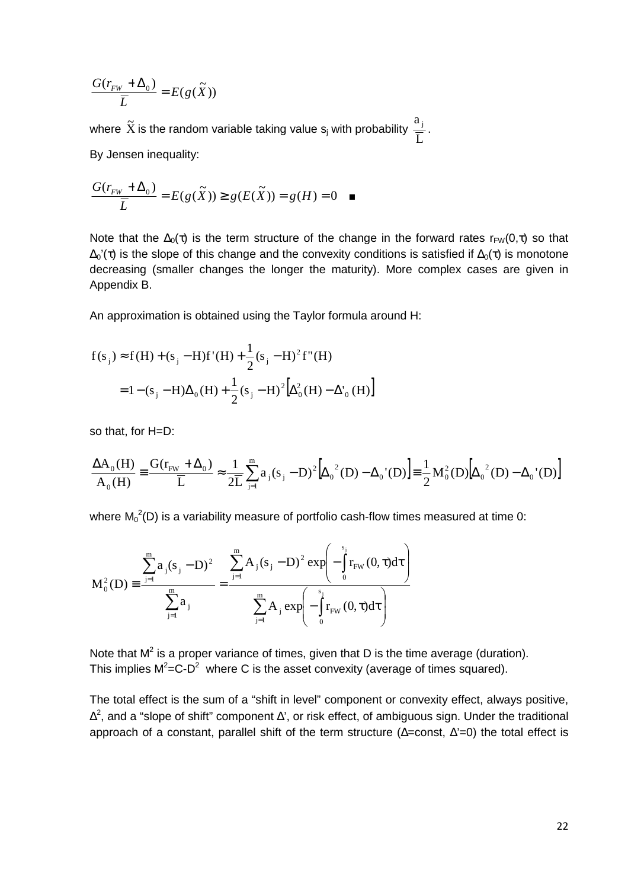$$\frac{G(r_{FW}+\Delta_0)}{\overline{L}} = E(g(\tilde{X}))$$

where $\tilde{X}$ is the random variable taking value $s_j$ with probability $\frac{a_j}{\overline{L}}$.

By Jensen inequality:

$$\frac{G(r_{FW}+\Delta_0)}{\overline{L}} = E(g(\tilde{X})) \geq g(E(\tilde{X})) = g(H) = 0 \quad \blacksquare$$

Note that the $\Delta_0(\tau)$ is the term structure of the change in the forward rates $r_{FW}(0,\tau)$ so that $\Delta_0'(\tau)$ is the slope of this change and the convexity conditions is satisfied if $\Delta_0(\tau)$ is monotone decreasing (smaller changes the longer the maturity). More complex cases are given in Appendix B.

An approximation is obtained using the Taylor formula around H:

$$\begin{aligned} f(s_j) &\approx f(H) + (s_j - H)f'(H) + \frac{1}{2}(s_j - H)^2 f''(H) \\ &= 1 - (s_j - H)\Delta_0(H) + \frac{1}{2}(s_j - H)^2\left[\Delta_0^2(H) - \Delta'_0(H)\right] \end{aligned}$$

so that, for H=D:

$$\frac{\Delta A_0(H)}{A_0(H)} \equiv \frac{G(r_{FW}+\Delta_0)}{\overline{L}} \approx \frac{1}{2\overline{L}}\sum_{j=1}^{m} a_j (s_j - D)^2\left[\Delta_0{}^2(D) - \Delta_0{}'(D)\right] \equiv \frac{1}{2}M_0^2(D)\left[\Delta_0{}^2(D) - \Delta_0{}'(D)\right]$$

where $M_0^2(D)$ is a variability measure of portfolio cash-flow times measured at time 0:

$$M_0^2(D) \equiv \frac{\sum_{j=1}^{m} a_j (s_j - D)^2}{\sum_{j=1}^{m} a_j} = \frac{\sum_{j=1}^{m} A_j (s_j - D)^2 \exp\left(-\int_0^{s_j} r_{FW}(0,\tau)d\tau\right)}{\sum_{j=1}^{m} A_j \exp\left(-\int_0^{s_j} r_{FW}(0,\tau)d\tau\right)}$$

Note that $M^2$ is a proper variance of times, given that D is the time average (duration).
This implies $M^2 = C - D^2$ where C is the asset convexity (average of times squared).

The total effect is the sum of a "shift in level" component or convexity effect, always positive, $\Delta^2$, and a "slope of shift" component $\Delta'$, or risk effect, of ambiguous sign. Under the traditional approach of a constant, parallel shift of the term structure ($\Delta$=const, $\Delta'=0$) the total effect is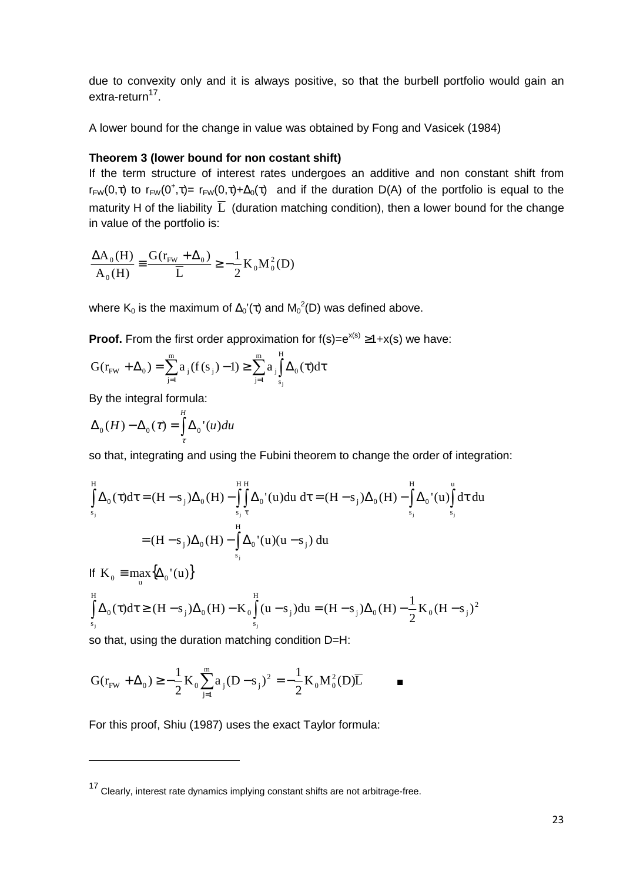due to convexity only and it is always positive, so that the burbell portfolio would gain an extra-return[17].

A lower bound for the change in value was obtained by Fong and Vasicek (1984)

**Theorem 3 (lower bound for non costant shift)**

If the term structure of interest rates undergoes an additive and non constant shift from $r_{FW}(0,\tau)$ to $r_{FW}(0^+,\tau)= r_{FW}(0,\tau)+\Delta_0(\tau)$ and if the duration $D(A)$ of the portfolio is equal to the maturity H of the liability $\overline{L}$ (duration matching condition), then a lower bound for the change in value of the portfolio is:

$$\frac{\Delta A_0(H)}{A_0(H)} \equiv \frac{G(r_{FW}+\Delta_0)}{\overline{L}} \geq -\frac{1}{2}K_0 M_0^2(D)$$

where $K_0$ is the maximum of $\Delta_0'(\tau)$ and $M_0^2(D)$ was defined above.

**Proof.** From the first order approximation for $f(s)=e^{x(s)} \geq 1+x(s)$ we have:

$$G(r_{FW}+\Delta_0) = \sum_{j=1}^{m} a_j (f(s_j)-1) \geq \sum_{j=1}^{m} a_j \int_{s_j}^{H} \Delta_0(\tau)d\tau$$

By the integral formula:

$$\Delta_0(H) - \Delta_0(\tau) = \int_{\tau}^{H} \Delta_0'(u)du$$

so that, integrating and using the Fubini theorem to change the order of integration:

$$\int_{s_j}^{H} \Delta_0(\tau)d\tau = (H-s_j)\Delta_0(H) - \int_{s_j}^{H}\int_{\tau}^{H} \Delta_0'(u)du\, d\tau = (H-s_j)\Delta_0(H) - \int_{s_j}^{H} \Delta_0'(u)\int_{s_j}^{u} d\tau\, du$$

$$= (H-s_j)\Delta_0(H) - \int_{s_j}^{H} \Delta_0'(u)(u-s_j)\, du$$

If $K_0 \equiv \max_u \{\Delta_0'(u)\}$

$$\int_{s_j}^{H} \Delta_0(\tau)d\tau \geq (H-s_j)\Delta_0(H) - K_0\int_{s_j}^{H}(u-s_j)du = (H-s_j)\Delta_0(H) - \frac{1}{2}K_0(H-s_j)^2$$

so that, using the duration matching condition D=H:

$$G(r_{FW}+\Delta_0) \geq -\frac{1}{2}K_0\sum_{j=1}^{m} a_j(D-s_j)^2 = -\frac{1}{2}K_0 M_0^2(D)\overline{L} \qquad \blacksquare$$

For this proof, Shiu (1987) uses the exact Taylor formula:

---

[17] Clearly, interest rate dynamics implying constant shifts are not arbitrage-free.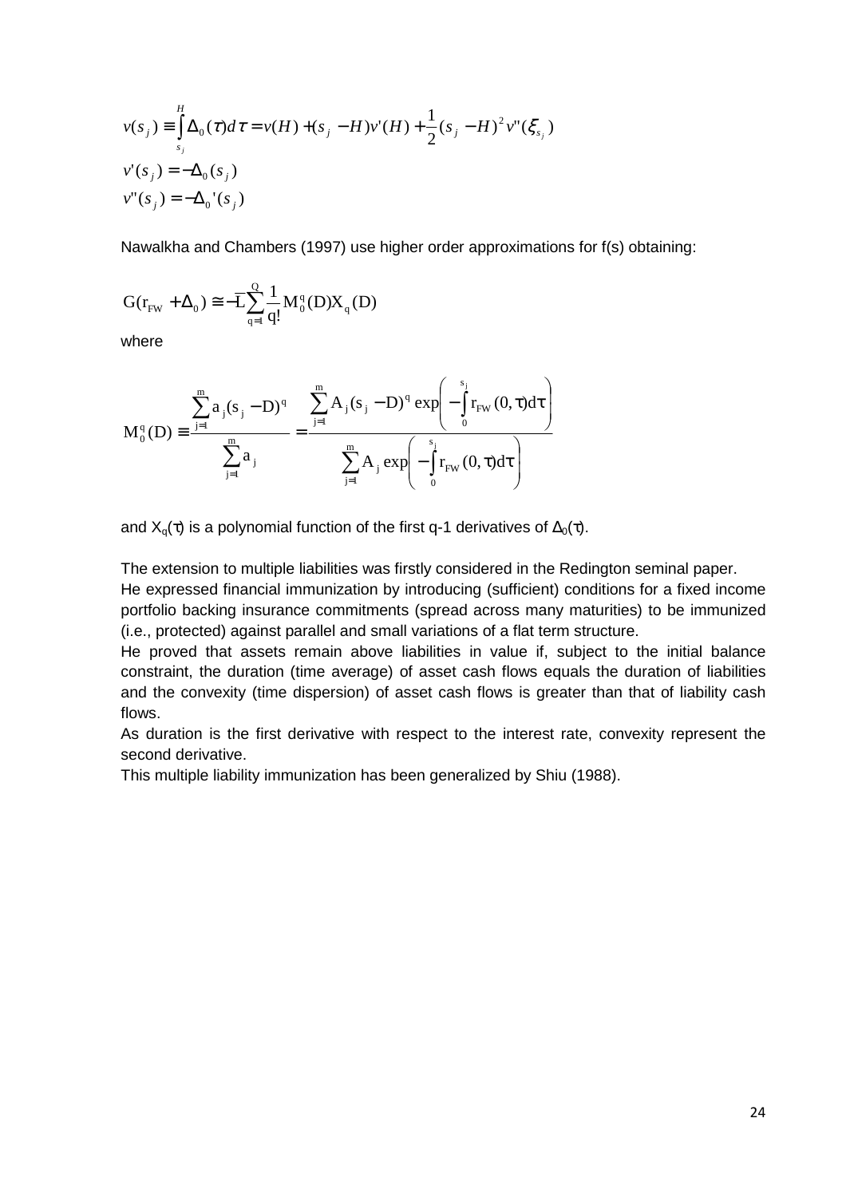$$v(s_j) \equiv \int_{s_j}^{H} \Delta_0(\tau)d\tau = v(H) + (s_j - H)v'(H) + \frac{1}{2}(s_j - H)^2 v''(\xi_{s_j})$$

$$v'(s_j) = -\Delta_0(s_j)$$

$$v''(s_j) = -\Delta_0{}'(s_j)$$

Nawalkha and Chambers (1997) use higher order approximations for f(s) obtaining:

$$G(r_{FW} + \Delta_0) \cong -\overline{L}\sum_{q=1}^{Q} \frac{1}{q!} M_0^q(D) X_q(D)$$

where

$$M_0^q(D) \equiv \frac{\sum_{j=1}^{m} a_j (s_j - D)^q}{\sum_{j=1}^{m} a_j} = \frac{\sum_{j=1}^{m} A_j (s_j - D)^q \exp\left(-\int_0^{s_j} r_{FW}(0,\tau)d\tau\right)}{\sum_{j=1}^{m} A_j \exp\left(-\int_0^{s_j} r_{FW}(0,\tau)d\tau\right)}$$

and $X_q(\tau)$ is a polynomial function of the first q-1 derivatives of $\Delta_0(\tau)$.

The extension to multiple liabilities was firstly considered in the Redington seminal paper.
He expressed financial immunization by introducing (sufficient) conditions for a fixed income portfolio backing insurance commitments (spread across many maturities) to be immunized (i.e., protected) against parallel and small variations of a flat term structure.
He proved that assets remain above liabilities in value if, subject to the initial balance constraint, the duration (time average) of asset cash flows equals the duration of liabilities and the convexity (time dispersion) of asset cash flows is greater than that of liability cash flows.
As duration is the first derivative with respect to the interest rate, convexity represent the second derivative.
This multiple liability immunization has been generalized by Shiu (1988).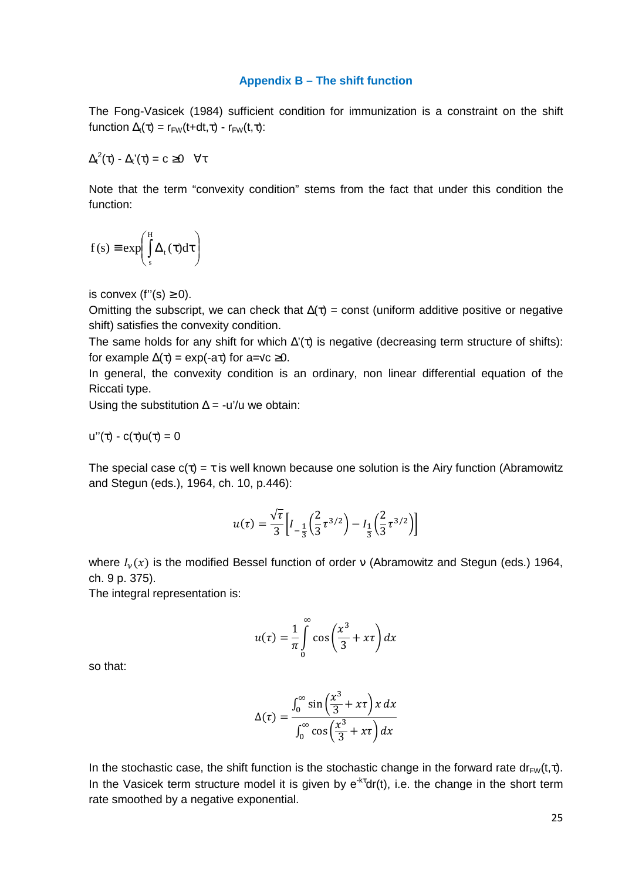### Appendix B – The shift function

The Fong-Vasicek (1984) sufficient condition for immunization is a constraint on the shift function $\Delta_t(\tau) = r_{FW}(t+dt,\tau) - r_{FW}(t,\tau)$:

$$\Delta_t^2(\tau) - \Delta_t'(\tau) = c \geq 0 \quad \forall\tau$$

Note that the term "convexity condition" stems from the fact that under this condition the function:

$$f(s) \equiv \exp\left(\int_s^H \Delta_t(\tau)d\tau\right)$$

is convex ($f''(s) \geq 0$).

Omitting the subscript, we can check that $\Delta(\tau)$ = const (uniform additive positive or negative shift) satisfies the convexity condition.

The same holds for any shift for which $\Delta'(\tau)$ is negative (decreasing term structure of shifts): for example $\Delta(\tau) = \exp(-a\tau)$ for $a=\sqrt{c} \geq 0$.

In general, the convexity condition is an ordinary, non linear differential equation of the Riccati type.

Using the substitution $\Delta = -u'/u$ we obtain:

$$u''(\tau) - c(\tau)u(\tau) = 0$$

The special case $c(\tau) = \tau$ is well known because one solution is the Airy function (Abramowitz and Stegun (eds.), 1964, ch. 10, p.446):

$$u(\tau) = \frac{\sqrt{\tau}}{3}\left[I_{-\frac{1}{3}}\left(\frac{2}{3}\tau^{3/2}\right) - I_{\frac{1}{3}}\left(\frac{2}{3}\tau^{3/2}\right)\right]$$

where $I_\nu(x)$ is the modified Bessel function of order $\nu$ (Abramowitz and Stegun (eds.) 1964, ch. 9 p. 375).

The integral representation is:

$$u(\tau) = \frac{1}{\pi}\int_0^\infty \cos\left(\frac{x^3}{3} + x\tau\right)dx$$

so that:

$$\Delta(\tau) = \frac{\int_0^\infty \sin\left(\frac{x^3}{3} + x\tau\right)x\,dx}{\int_0^\infty \cos\left(\frac{x^3}{3} + x\tau\right)dx}$$

In the stochastic case, the shift function is the stochastic change in the forward rate $dr_{FW}(t,\tau)$. In the Vasicek term structure model it is given by $e^{-k\tau}dr(t)$, i.e. the change in the short term rate smoothed by a negative exponential.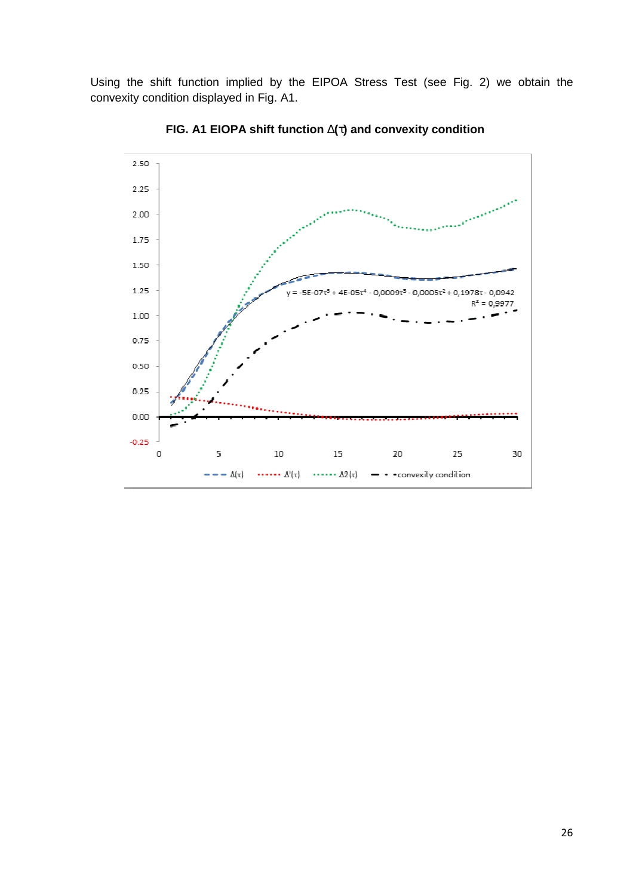Using the shift function implied by the EIPOA Stress Test (see Fig. 2) we obtain the convexity condition displayed in Fig. A1.

**FIG. A1 EIOPA shift function $\Delta(\tau)$ and convexity condition**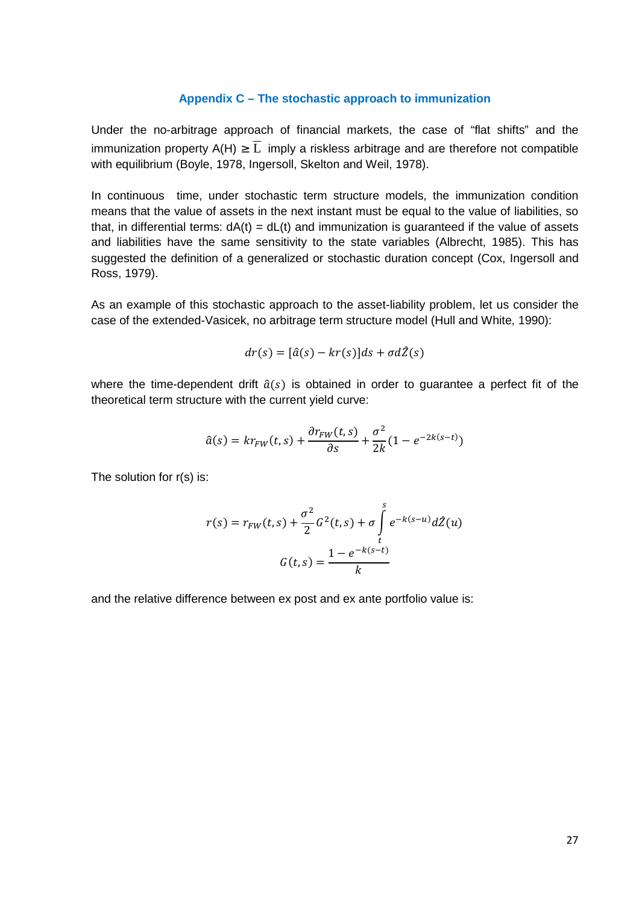### Appendix C – The stochastic approach to immunization

Under the no-arbitrage approach of financial markets, the case of "flat shifts" and the immunization property A(H) $\geq \overline{L}$ imply a riskless arbitrage and are therefore not compatible with equilibrium (Boyle, 1978, Ingersoll, Skelton and Weil, 1978).

In continuous time, under stochastic term structure models, the immunization condition means that the value of assets in the next instant must be equal to the value of liabilities, so that, in differential terms: dA(t) = dL(t) and immunization is guaranteed if the value of assets and liabilities have the same sensitivity to the state variables (Albrecht, 1985). This has suggested the definition of a generalized or stochastic duration concept (Cox, Ingersoll and Ross, 1979).

As an example of this stochastic approach to the asset-liability problem, let us consider the case of the extended-Vasicek, no arbitrage term structure model (Hull and White, 1990):

$$dr(s) = [\hat{a}(s) - kr(s)]ds + \sigma d\hat{Z}(s)$$

where the time-dependent drift $\hat{a}(s)$ is obtained in order to guarantee a perfect fit of the theoretical term structure with the current yield curve:

$$\hat{a}(s) = kr_{FW}(t,s) + \frac{\partial r_{FW}(t,s)}{\partial s} + \frac{\sigma^2}{2k}(1 - e^{-2k(s-t)})$$

The solution for r(s) is:

$$r(s) = r_{FW}(t,s) + \frac{\sigma^2}{2}G^2(t,s) + \sigma \int_t^s e^{-k(s-u)} d\hat{Z}(u)$$

$$G(t,s) = \frac{1 - e^{-k(s-t)}}{k}$$

and the relative difference between ex post and ex ante portfolio value is: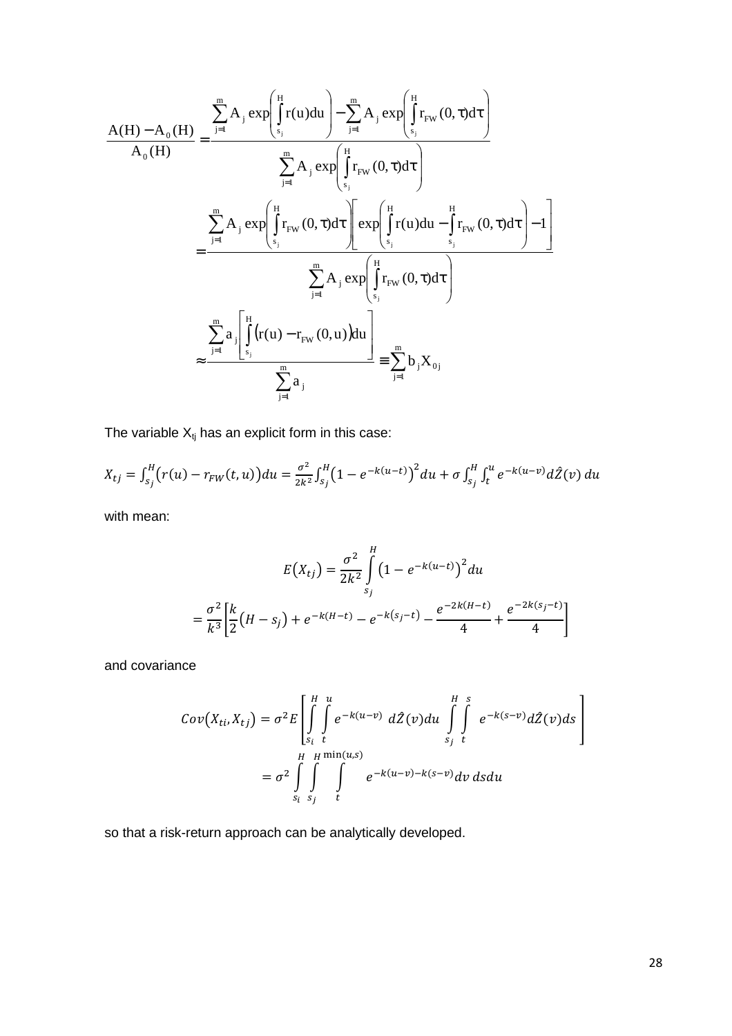$$\frac{A(H)-A_0(H)}{A_0(H)} = \frac{\sum_{j=1}^{m} A_j \exp\left(\int_{s_j}^{H} r(u)du\right) - \sum_{j=1}^{m} A_j \exp\left(\int_{s_j}^{H} r_{FW}(0,\tau)d\tau\right)}{\sum_{j=1}^{m} A_j \exp\left(\int_{s_j}^{H} r_{FW}(0,\tau)d\tau\right)}$$

$$= \frac{\sum_{j=1}^{m} A_j \exp\left(\int_{s_j}^{H} r_{FW}(0,\tau)d\tau\right)\left[\exp\left(\int_{s_j}^{H} r(u)du - \int_{s_j}^{H} r_{FW}(0,\tau)d\tau\right) - 1\right]}{\sum_{j=1}^{m} A_j \exp\left(\int_{s_j}^{H} r_{FW}(0,\tau)d\tau\right)}$$

$$\approx \frac{\sum_{j=1}^{m} a_j \left[\int_{s_j}^{H} \left(r(u) - r_{FW}(0,u)\right)du\right]}{\sum_{j=1}^{m} a_j} \equiv \sum_{j=1}^{m} b_j X_{0j}$$

The variable $X_{tj}$ has an explicit form in this case:

$$X_{tj} = \int_{s_j}^{H}\left(r(u) - r_{FW}(t,u)\right)du = \frac{\sigma^2}{2k^2}\int_{s_j}^{H}\left(1 - e^{-k(u-t)}\right)^2 du + \sigma \int_{s_j}^{H}\int_{t}^{u} e^{-k(u-v)} d\hat{Z}(v)\, du$$

with mean:

$$E(X_{tj}) = \frac{\sigma^2}{2k^2}\int_{s_j}^{H}\left(1 - e^{-k(u-t)}\right)^2 du$$

$$= \frac{\sigma^2}{k^3}\left[\frac{k}{2}\left(H - s_j\right) + e^{-k(H-t)} - e^{-k(s_j - t)} - \frac{e^{-2k(H-t)}}{4} + \frac{e^{-2k(s_j - t)}}{4}\right]$$

and covariance

$$Cov(X_{ti}, X_{tj}) = \sigma^2 E\left[\int_{s_i}^{H}\int_{t}^{u} e^{-k(u-v)}\, d\hat{Z}(v)du \int_{s_j}^{H}\int_{t}^{s} e^{-k(s-v)} d\hat{Z}(v)ds\right]$$

$$= \sigma^2 \int_{s_i}^{H}\int_{s_j}^{H}\int_{t}^{\min(u,s)} e^{-k(u-v)-k(s-v)} dv\, ds du$$

so that a risk-return approach can be analytically developed.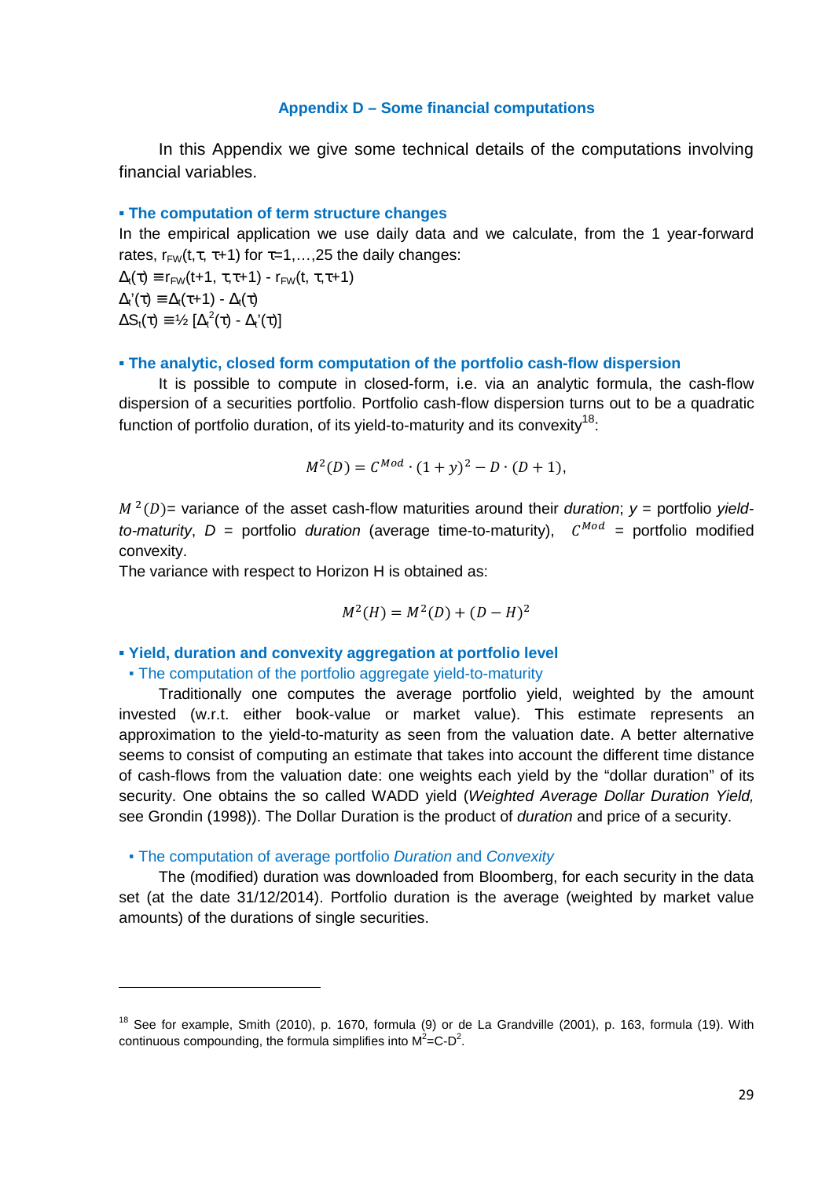## Appendix D – Some financial computations

In this Appendix we give some technical details of the computations involving financial variables.

### ▪ The computation of term structure changes

In the empirical application we use daily data and we calculate, from the 1 year-forward rates, $r_{FW}(t,\tau, \tau+1)$ for $\tau$=1,…,25 the daily changes:

$\Delta_t(\tau) \equiv r_{FW}(t+1, \tau,\tau+1) - r_{FW}(t, \tau,\tau+1)$

$\Delta_t'(\tau) \equiv \Delta_t(\tau+1) - \Delta_t(\tau)$

$\Delta S_t(\tau) \equiv ½ [\Delta_t^2(\tau) - \Delta_t'(\tau)]$

### ▪ The analytic, closed form computation of the portfolio cash-flow dispersion

It is possible to compute in closed-form, i.e. via an analytic formula, the cash-flow dispersion of a securities portfolio. Portfolio cash-flow dispersion turns out to be a quadratic function of portfolio duration, of its yield-to-maturity and its convexity[18]:

$$M^2(D) = C^{Mod} \cdot (1+y)^2 - D \cdot (D+1),$$

$M^2(D)$= variance of the asset cash-flow maturities around their *duration*; $y$ = portfolio *yield-to-maturity*, $D$ = portfolio *duration* (average time-to-maturity), $C^{Mod}$ = portfolio modified convexity.

The variance with respect to Horizon H is obtained as:

$$M^2(H) = M^2(D) + (D-H)^2$$

### ▪ Yield, duration and convexity aggregation at portfolio level

#### ▪ The computation of the portfolio aggregate yield-to-maturity

Traditionally one computes the average portfolio yield, weighted by the amount invested (w.r.t. either book-value or market value). This estimate represents an approximation to the yield-to-maturity as seen from the valuation date. A better alternative seems to consist of computing an estimate that takes into account the different time distance of cash-flows from the valuation date: one weights each yield by the "dollar duration" of its security. One obtains the so called WADD yield (*Weighted Average Dollar Duration Yield,* see Grondin (1998)). The Dollar Duration is the product of *duration* and price of a security.

#### ▪ The computation of average portfolio *Duration* and *Convexity*

The (modified) duration was downloaded from Bloomberg, for each security in the data set (at the date 31/12/2014). Portfolio duration is the average (weighted by market value amounts) of the durations of single securities.

---

[18] See for example, Smith (2010), p. 1670, formula (9) or de La Grandville (2001), p. 163, formula (19). With continuous compounding, the formula simplifies into $M^2$=C-$D^2$.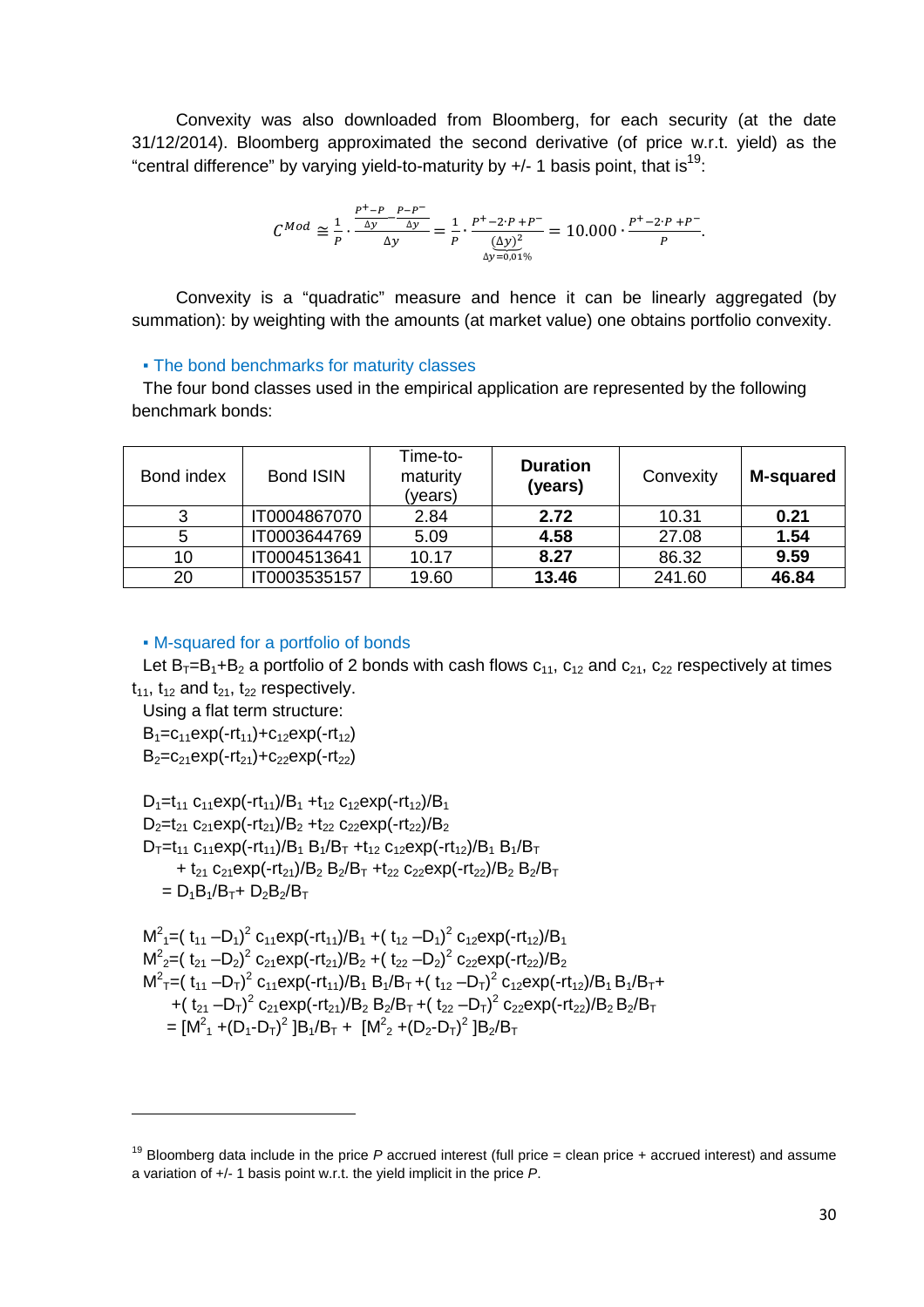Convexity was also downloaded from Bloomberg, for each security (at the date 31/12/2014). Bloomberg approximated the second derivative (of price w.r.t. yield) as the "central difference" by varying yield-to-maturity by +/- 1 basis point, that is[19]:

$$C^{Mod} \cong \frac{1}{P} \cdot \frac{\frac{P^{+}-P}{\Delta y} - \frac{P-P^{-}}{\Delta y}}{\Delta y} = \frac{1}{P} \cdot \frac{P^{+}-2 \cdot P + P^{-}}{\underbrace{(\Delta y)^2}_{\Delta y = 0{,}01\%}} = 10.000 \cdot \frac{P^{+}-2 \cdot P + P^{-}}{P}.$$

Convexity is a "quadratic" measure and hence it can be linearly aggregated (by summation): by weighting with the amounts (at market value) one obtains portfolio convexity.

▪ The bond benchmarks for maturity classes

The four bond classes used in the empirical application are represented by the following benchmark bonds:

| Bond index | Bond ISIN | Time-to-maturity (years) | **Duration (years)** | Convexity | **M-squared** |
|---|---|---|---|---|---|
| 3 | IT0004867070 | 2.84 | **2.72** | 10.31 | **0.21** |
| 5 | IT0003644769 | 5.09 | **4.58** | 27.08 | **1.54** |
| 10 | IT0004513641 | 10.17 | **8.27** | 86.32 | **9.59** |
| 20 | IT0003535157 | 19.60 | **13.46** | 241.60 | **46.84** |

▪ M-squared for a portfolio of bonds

Let $B_T=B_1+B_2$ a portfolio of 2 bonds with cash flows $c_{11}$, $c_{12}$ and $c_{21}$, $c_{22}$ respectively at times $t_{11}$, $t_{12}$ and $t_{21}$, $t_{22}$ respectively.

Using a flat term structure:

$B_1=c_{11}\exp(-rt_{11})+c_{12}\exp(-rt_{12})$

$B_2=c_{21}\exp(-rt_{21})+c_{22}\exp(-rt_{22})$

$D_1=t_{11}\, c_{11}\exp(-rt_{11})/B_1 + t_{12}\, c_{12}\exp(-rt_{12})/B_1$

$D_2=t_{21}\, c_{21}\exp(-rt_{21})/B_2 + t_{22}\, c_{22}\exp(-rt_{22})/B_2$

$D_T=t_{11}\, c_{11}\exp(-rt_{11})/B_1\, B_1/B_T + t_{12}\, c_{12}\exp(-rt_{12})/B_1\, B_1/B_T$

$\quad + t_{21}\, c_{21}\exp(-rt_{21})/B_2\, B_2/B_T + t_{22}\, c_{22}\exp(-rt_{22})/B_2\, B_2/B_T$

$\quad = D_1 B_1/B_T + D_2 B_2/B_T$

$M^2_1=(t_{11}-D_1)^2\, c_{11}\exp(-rt_{11})/B_1 + (t_{12}-D_1)^2\, c_{12}\exp(-rt_{12})/B_1$

$M^2_2=(t_{21}-D_2)^2\, c_{21}\exp(-rt_{21})/B_2 + (t_{22}-D_2)^2\, c_{22}\exp(-rt_{22})/B_2$

$M^2_T=(t_{11}-D_T)^2\, c_{11}\exp(-rt_{11})/B_1\, B_1/B_T + (t_{12}-D_T)^2\, c_{12}\exp(-rt_{12})/B_1\, B_1/B_T +$

$\quad + (t_{21}-D_T)^2\, c_{21}\exp(-rt_{21})/B_2\, B_2/B_T + (t_{22}-D_T)^2\, c_{22}\exp(-rt_{22})/B_2\, B_2/B_T$

$\quad = [M^2_1 + (D_1-D_T)^2]\, B_1/B_T + [M^2_2 + (D_2-D_T)^2]\, B_2/B_T$

---

[19] Bloomberg data include in the price *P* accrued interest (full price = clean price + accrued interest) and assume a variation of +/- 1 basis point w.r.t. the yield implicit in the price *P*.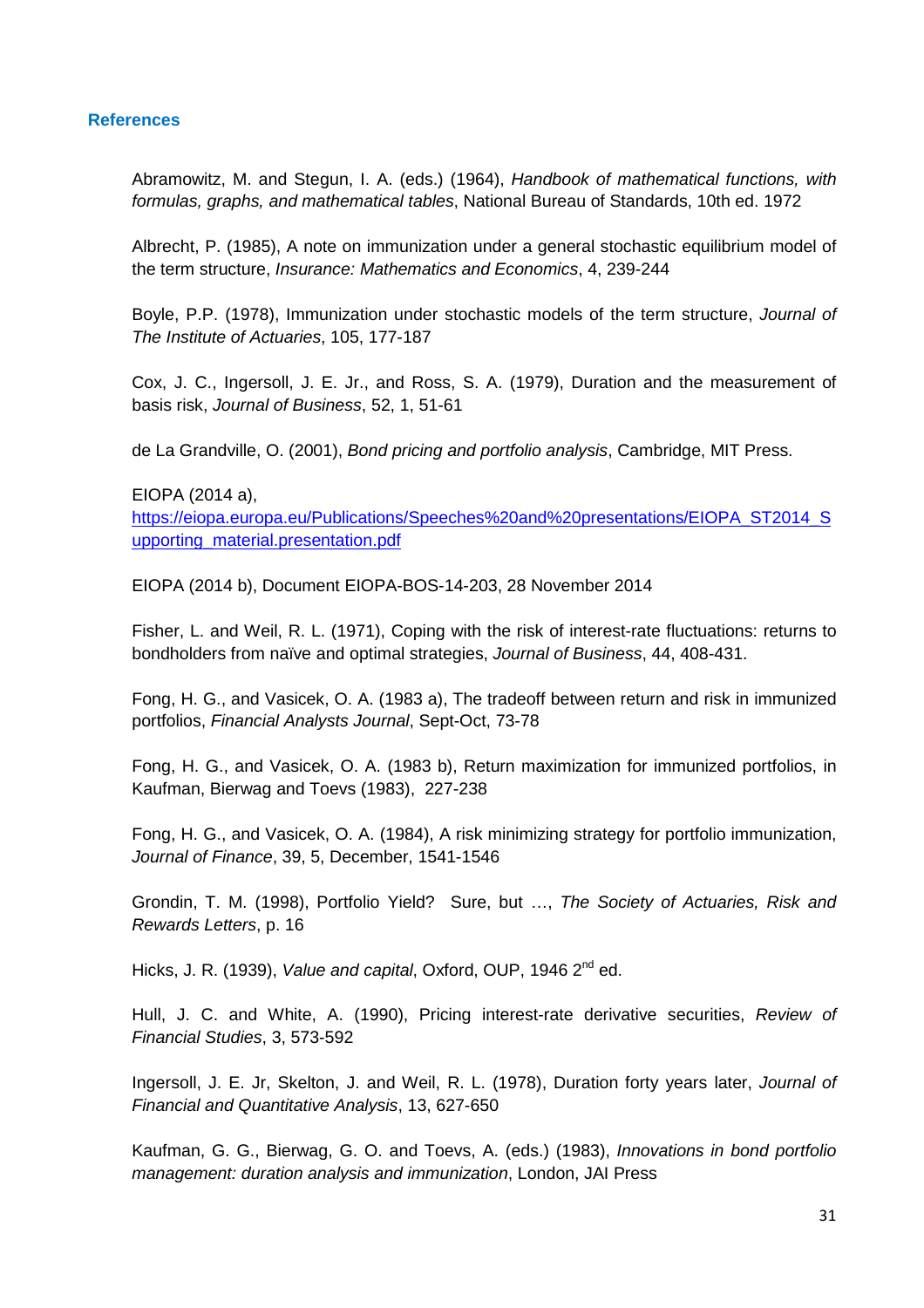## References

Abramowitz, M. and Stegun, I. A. (eds.) (1964), *Handbook of mathematical functions, with formulas, graphs, and mathematical tables*, National Bureau of Standards, 10th ed. 1972

Albrecht, P. (1985), A note on immunization under a general stochastic equilibrium model of the term structure, *Insurance: Mathematics and Economics*, 4, 239-244

Boyle, P.P. (1978), Immunization under stochastic models of the term structure, *Journal of The Institute of Actuaries*, 105, 177-187

Cox, J. C., Ingersoll, J. E. Jr., and Ross, S. A. (1979), Duration and the measurement of basis risk, *Journal of Business*, 52, 1, 51-61

de La Grandville, O. (2001), *Bond pricing and portfolio analysis*, Cambridge, MIT Press.

EIOPA (2014 a), [https://eiopa.europa.eu/Publications/Speeches%20and%20presentations/EIOPA_ST2014_Supporting_material.presentation.pdf](https://eiopa.europa.eu/Publications/Speeches%20and%20presentations/EIOPA_ST2014_Supporting_material.presentation.pdf)

EIOPA (2014 b), Document EIOPA-BOS-14-203, 28 November 2014

Fisher, L. and Weil, R. L. (1971), Coping with the risk of interest-rate fluctuations: returns to bondholders from naïve and optimal strategies, *Journal of Business*, 44, 408-431.

Fong, H. G., and Vasicek, O. A. (1983 a), The tradeoff between return and risk in immunized portfolios, *Financial Analysts Journal*, Sept-Oct, 73-78

Fong, H. G., and Vasicek, O. A. (1983 b), Return maximization for immunized portfolios, in Kaufman, Bierwag and Toevs (1983), 227-238

Fong, H. G., and Vasicek, O. A. (1984), A risk minimizing strategy for portfolio immunization, *Journal of Finance*, 39, 5, December, 1541-1546

Grondin, T. M. (1998), Portfolio Yield? Sure, but …, *The Society of Actuaries, Risk and Rewards Letters*, p. 16

Hicks, J. R. (1939), *Value and capital*, Oxford, OUP, 1946 2nd ed.

Hull, J. C. and White, A. (1990), Pricing interest-rate derivative securities, *Review of Financial Studies*, 3, 573-592

Ingersoll, J. E. Jr, Skelton, J. and Weil, R. L. (1978), Duration forty years later, *Journal of Financial and Quantitative Analysis*, 13, 627-650

Kaufman, G. G., Bierwag, G. O. and Toevs, A. (eds.) (1983), *Innovations in bond portfolio management: duration analysis and immunization*, London, JAI Press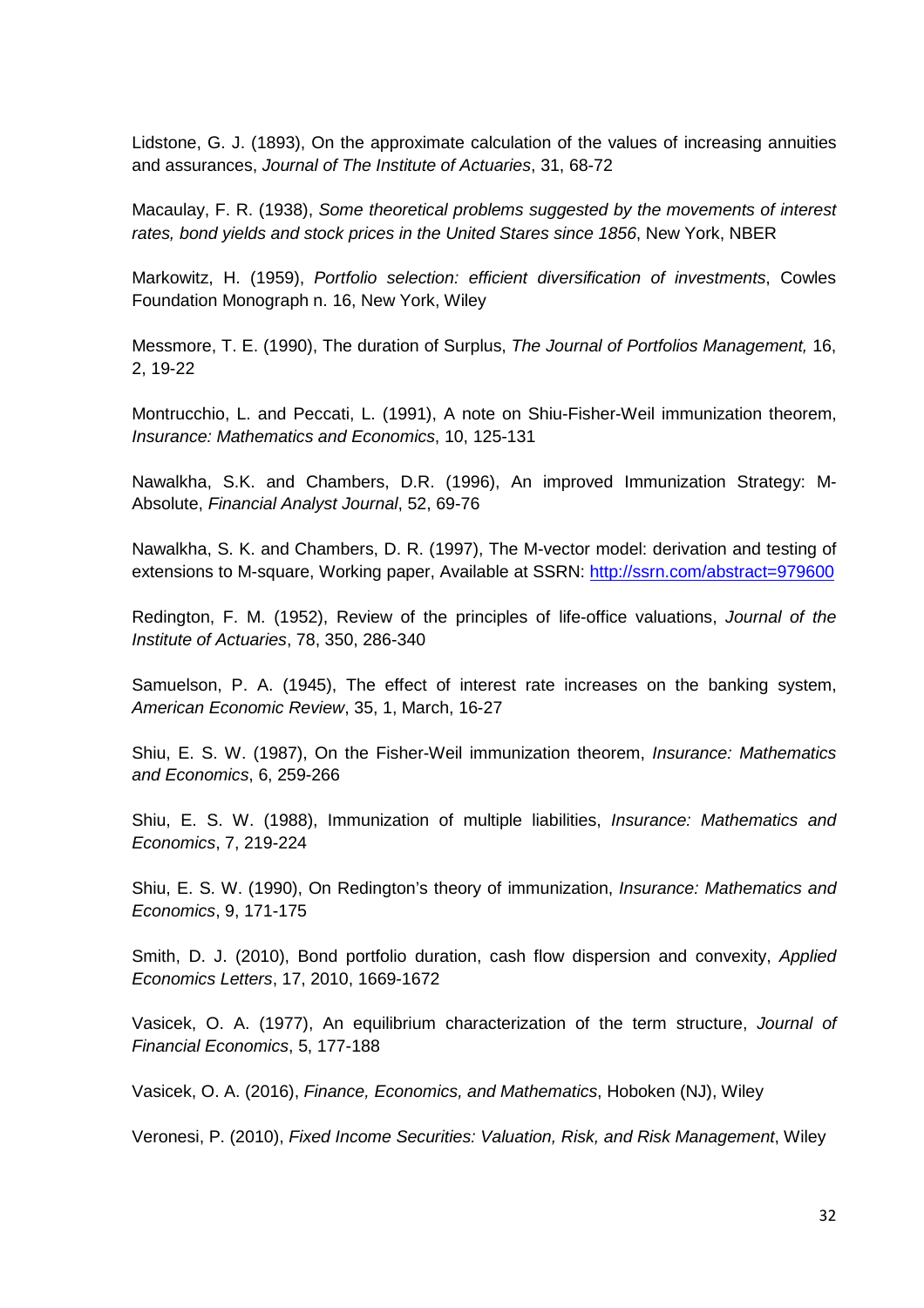Lidstone, G. J. (1893), On the approximate calculation of the values of increasing annuities and assurances, *Journal of The Institute of Actuaries*, 31, 68-72

Macaulay, F. R. (1938), *Some theoretical problems suggested by the movements of interest rates, bond yields and stock prices in the United Stares since 1856*, New York, NBER

Markowitz, H. (1959), *Portfolio selection: efficient diversification of investments*, Cowles Foundation Monograph n. 16, New York, Wiley

Messmore, T. E. (1990), The duration of Surplus, *The Journal of Portfolios Management,* 16, 2, 19-22

Montrucchio, L. and Peccati, L. (1991), A note on Shiu-Fisher-Weil immunization theorem, *Insurance: Mathematics and Economics*, 10, 125-131

Nawalkha, S.K. and Chambers, D.R. (1996), An improved Immunization Strategy: M-Absolute, *Financial Analyst Journal*, 52, 69-76

Nawalkha, S. K. and Chambers, D. R. (1997), The M-vector model: derivation and testing of extensions to M-square, Working paper, Available at SSRN: http://ssrn.com/abstract=979600

Redington, F. M. (1952), Review of the principles of life-office valuations, *Journal of the Institute of Actuaries*, 78, 350, 286-340

Samuelson, P. A. (1945), The effect of interest rate increases on the banking system, *American Economic Review*, 35, 1, March, 16-27

Shiu, E. S. W. (1987), On the Fisher-Weil immunization theorem, *Insurance: Mathematics and Economics*, 6, 259-266

Shiu, E. S. W. (1988), Immunization of multiple liabilities, *Insurance: Mathematics and Economics*, 7, 219-224

Shiu, E. S. W. (1990), On Redington's theory of immunization, *Insurance: Mathematics and Economics*, 9, 171-175

Smith, D. J. (2010), Bond portfolio duration, cash flow dispersion and convexity, *Applied Economics Letters*, 17, 2010, 1669-1672

Vasicek, O. A. (1977), An equilibrium characterization of the term structure, *Journal of Financial Economics*, 5, 177-188

Vasicek, O. A. (2016), *Finance, Economics, and Mathematics*, Hoboken (NJ), Wiley

Veronesi, P. (2010), *Fixed Income Securities: Valuation, Risk, and Risk Management*, Wiley